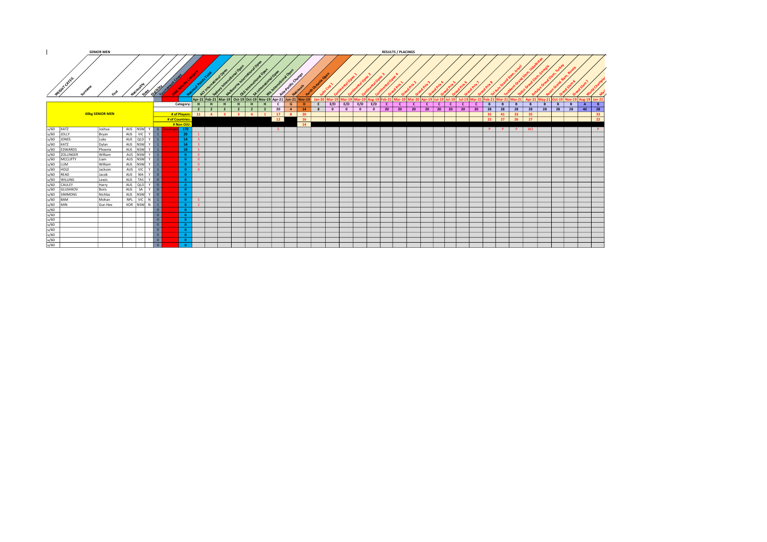**SENIOR MEN**

**RESULTS / PLACINGS**

| WEIGHT CATEG. | Surname | First | Nationality | State | Eligibility | Tournament Count | JOA Results Category | National Points Total | ACT International Open | Sydney International Open | Melbourne International Open | QLD International Open | SA International Open | WA International Open | Asia-Pacific Champs | Nationals | Perth Oceania Open | Judo Cup 1 | Continental Open 1 | Continental Open 2 | Continental Open 3 | Continental Open 4 | Grand Prix 1 | Grand Prix 2 | Grand Prix 3 | Grand Prix 4 | Grand Prix 5 | Grand Prix 6 | Grand Prix 7 | Grand Prix 8 | Tel Aviv Grand Slam, Israel | Tashkent Grand Slam, Uzbekistan | Tbilisi Grand Slam, Georgia | Antalya Grand Slam, Turkey | Kazan Grand Slam, Russia | Grand Slam 6 | Grand Slam 7 | World Champs | Ma... |
|---|---|---|---|---|---|---|---|---|---|---|---|---|---|---|---|---|---|---|---|---|---|---|---|---|---|---|---|---|---|---|---|---|---|---|---|---|---|---|---|
| | | | | | | | | | Apr-21 | Feb-21 | Mar-19 | Oct-19 | Oct-19 | Nov-19 | Apr-21 | Jun-21 | Nov-19 | Jan-20 | Mar-19 | Mar-19 | Mar-19 | Aug-19 | Feb-21 | Mar-19 | Mar-20 | Apr-19 | Jul-19 | Jul-19 | Jul-19 | Mar-21 | Feb-21 | Mar-21 | Mar-21 | Apr-21 | May-21 | Oct-19 | Nov-19 | Aug-19 | Jan-21 |
| **60kg SENIOR MEN** | | | | | | | | Category: | H | H | H | H | H | H | C | G | D | E | E/D | E/D | E/D | E/D | C | C | C | C | C | C | C | C | B | B | B | B | B | B | B | A | B |
| | | | | | | | | | 2 | 2 | 2 | 2 | 2 | 2 | 20 | 4 | 14 | 8 | 0 | 0 | 0 | 0 | 20 | 20 | 20 | 20 | 20 | 20 | 20 | 20 | 28 | 28 | 28 | 28 | 28 | 28 | 28 | 40 | 28 |
| | | | | | | | | # of Players: | 11 | 4 | 3 | 3 | 4 | 1 | 17 | 8 | 20 | | | | | | | | | | | | | | 31 | 41 | 33 | 35 | | | | | 33 |
| | | | | | | | | # of Countries: | | | | | | | 12 | | 16 | | | | | | | | | | | | | | 22 | 27 | 26 | 27 | | | | | 22 |
| | | | | | | | | # Non OJU: | | | | | | | | | 14 | | | | | | | | | | | | | | | | | | | | | | |
| u/60 | KATZ | Joshua | AUS | NSW | Y | 6 | Developm | 170 | | | | | | | 5 | | | | | | | | | | | | | | | | P | P | P | W2 | | | | | P |
| u/60 | JOLLY | Bryan | AUS | VIC | Y | 1 | | 20 | 1 | | | | | | | | | | | | | | | | | | | | | | | | | | | | | | |
| u/60 | JONES | Luke | AUS | QLD | Y | 1 | | 14 | 3 | | | | | | | | | | | | | | | | | | | | | | | | | | | | | | |
| u/60 | KATZ | Dylan | AUS | NSW | Y | 1 | | 14 | 3 | | | | | | | | | | | | | | | | | | | | | | | | | | | | | | |
| u/60 | EDWARDS | Phoenix | AUS | NSW | Y | 1 | | 10 | 5 | | | | | | | | | | | | | | | | | | | | | | | | | | | | | | |
| u/60 | ZOLLINGER | William | AUS | NSW | Y | 1 | | 0 | 0 | | | | | | | | | | | | | | | | | | | | | | | | | | | | | | |
| u/60 | MCCLIFTY | Liam | AUS | NSW | Y | 1 | | 0 | 0 | | | | | | | | | | | | | | | | | | | | | | | | | | | | | | |
| u/60 | LUM | William | AUS | NSW | Y | 1 | | 0 | 0 | | | | | | | | | | | | | | | | | | | | | | | | | | | | | | |
| u/60 | HOLE | Jackson | AUS | VIC | Y | 1 | | 0 | 0 | | | | | | | | | | | | | | | | | | | | | | | | | | | | | | |
| u/60 | READ | Jacob | AUS | WA | Y | 0 | | 0 | | | | | | | | | | | | | | | | | | | | | | | | | | | | | | | |
| u/60 | WILLING | Lewis | AUS | TAS | Y | 0 | | 0 | | | | | | | | | | | | | | | | | | | | | | | | | | | | | | | |
| u/60 | CAULEY | Harry | AUS | QLD | Y | 0 | | 0 | | | | | | | | | | | | | | | | | | | | | | | | | | | | | | | |
| u/60 | GLUSHKOV | Boris | AUS | SA | Y | 0 | | 0 | | | | | | | | | | | | | | | | | | | | | | | | | | | | | | | |
| u/60 | SIMMONS | Nichlas | AUS | NSW | Y | 0 | | 0 | | | | | | | | | | | | | | | | | | | | | | | | | | | | | | | |
| u/60 | BAM | Mohan | NPL | VIC | N | 1 | | 0 | 5 | | | | | | | | | | | | | | | | | | | | | | | | | | | | | | |
| u/60 | MIN | Gun Hee | KOR | NSW | N | 1 | | 0 | 2 | | | | | | | | | | | | | | | | | | | | | | | | | | | | | | |
| u/60 | | | | | | 0 | | 0 | | | | | | | | | | | | | | | | | | | | | | | | | | | | | | | |
| u/60 | | | | | | 0 | | 0 | | | | | | | | | | | | | | | | | | | | | | | | | | | | | | | |
| u/60 | | | | | | 0 | | 0 | | | | | | | | | | | | | | | | | | | | | | | | | | | | | | | |
| u/60 | | | | | | 0 | | 0 | | | | | | | | | | | | | | | | | | | | | | | | | | | | | | | |
| u/60 | | | | | | 0 | | 0 | | | | | | | | | | | | | | | | | | | | | | | | | | | | | | | |
| u/60 | | | | | | 0 | | 0 | | | | | | | | | | | | | | | | | | | | | | | | | | | | | | | |
| u/60 | | | | | | 0 | | 0 | | | | | | | | | | | | | | | | | | | | | | | | | | | | | | | |
| u/60 | | | | | | 0 | | 0 | | | | | | | | | | | | | | | | | | | | | | | | | | | | | | | |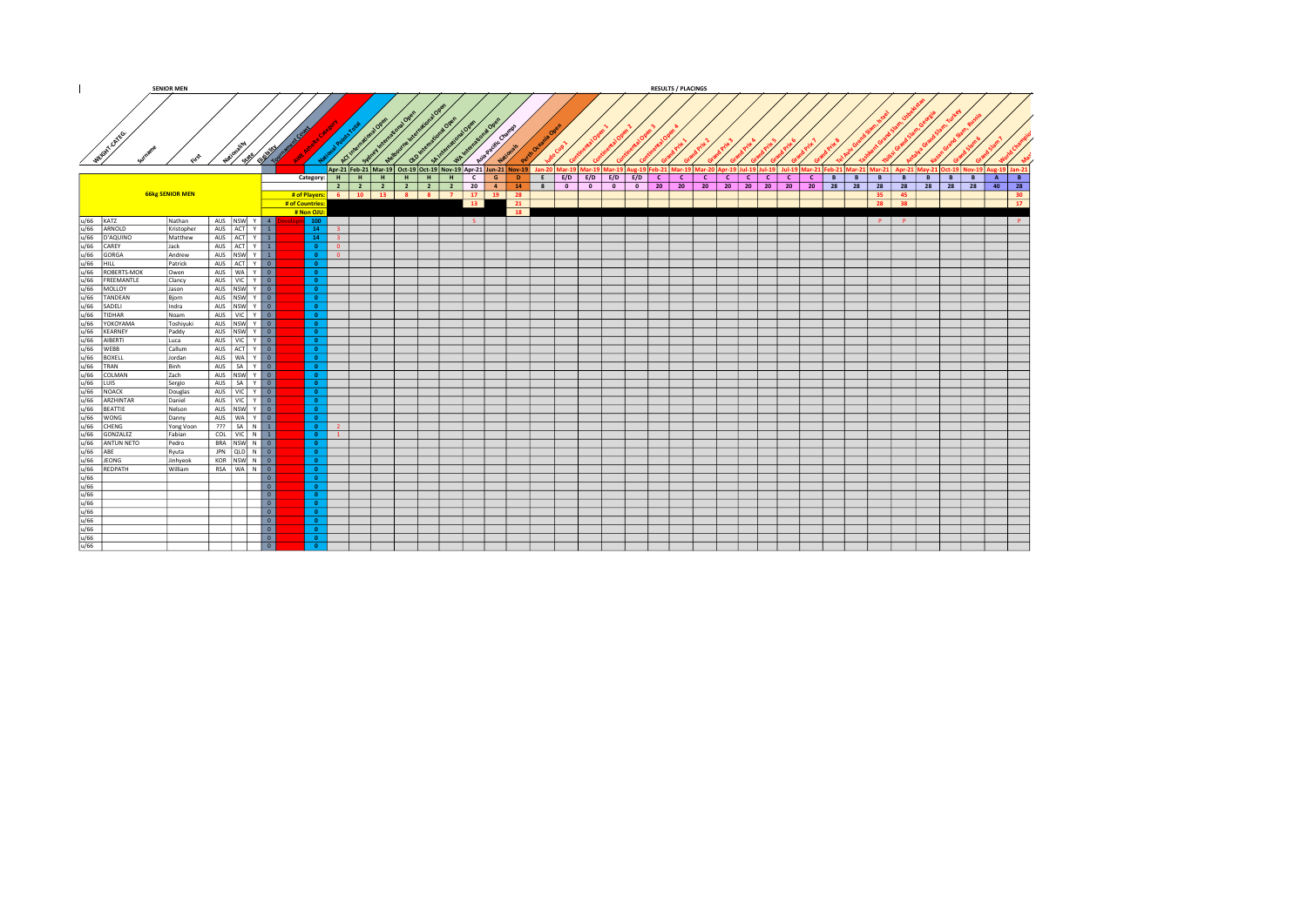**SENIOR MEN**

**RESULTS / PLACINGS**

| WEIGHT CATEG. | Surname | First | Nationality | State | Eligibility | Tournament Count | AJA Juniors Category | National Points Total | ACT International Open | Sydney International Open | Melbourne International Open | QLD International Open | SA International Open | WA International Open | Asia-Pacific Champs | Nationals | Perth Oceania Open | Asia Cup 1 | Continental Open 1 | Continental Open 2 | Continental Open 3 | Continental Open 4 | Grand Prix 1 | Grand Prix 2 | Grand Prix 3 | Grand Prix 4 | Grand Prix 5 | Grand Prix 6 | Grand Prix 7 | Grand Prix 8 | Tel Aviv Grand Slam, Israel | Tashkent Grand Slam, Uzbekistan | Tbilisi Grand Slam, Georgia | Antalya Grand Slam, Turkey | Kazan Grand Slam, Russia | Grand Slam 6 | Grand Slam 7 | World Champs | Mast |
|---|---|---|---|---|---|---|---|---|---|---|---|---|---|---|---|---|---|---|---|---|---|---|---|---|---|---|---|---|---|---|---|---|---|---|---|---|---|---|---|
| | | | | | | | | | Apr-21 | Feb-21 | Mar-19 | Oct-19 | Oct-19 | Nov-19 | Apr-21 | Jun-21 | Nov-19 | Jan-20 | Mar-19 | Mar-19 | Mar-19 | Aug-19 | Feb-21 | Mar-19 | Mar-20 | Apr-19 | Jul-19 | Jul-19 | Jul-19 | Mar-21 | Feb-21 | Mar-21 | Mar-21 | Apr-21 | May-21 | Oct-19 | Nov-19 | Aug-19 | Jan-21 |
| **66kg SENIOR MEN** | | | | | | | | Category: | H | H | H | H | H | H | C | G | D | E | E/D | E/D | E/D | E/D | C | C | C | C | C | C | C | C | B | B | B | B | B | B | B | A | B |
| | | | | | | | | | 2 | 2 | 2 | 2 | 2 | 2 | 20 | 4 | 14 | 8 | 0 | 0 | 0 | 0 | 20 | 20 | 20 | 20 | 20 | 20 | 20 | 20 | 28 | 28 | 28 | 28 | 28 | 28 | 28 | 40 | 28 |
| | | | | | | | | # of Players: | 6 | 10 | 13 | 8 | 8 | 7 | 17 | 19 | 28 | | | | | | | | | | | | | | | | 35 | 45 | | | | | 30 |
| | | | | | | | | # of Countries: | | | | | | | 13 | | 21 | | | | | | | | | | | | | | | | 28 | 38 | | | | | 17 |
| | | | | | | | | # Non OJU: | | | | | | | | | 18 | | | | | | | | | | | | | | | | | | | | | | |
| u/66 | KATZ | Nathan | AUS | NSW | Y | 4 | Developing | 100 | | | | | | | 5 | | | | | | | | | | | | | | | | | | P | P | | | | | P |
| u/66 | ARNOLD | Kristopher | AUS | ACT | Y | 1 | | 14 | 3 | | | | | | | | | | | | | | | | | | | | | | | | | | | | | | |
| u/66 | D'AQUINO | Matthew | AUS | ACT | Y | 1 | | 14 | 3 | | | | | | | | | | | | | | | | | | | | | | | | | | | | | | |
| u/66 | CAREY | Jack | AUS | ACT | Y | 1 | | 0 | 0 | | | | | | | | | | | | | | | | | | | | | | | | | | | | | | |
| u/66 | GORGA | Andrew | AUS | NSW | Y | 1 | | 0 | 0 | | | | | | | | | | | | | | | | | | | | | | | | | | | | | | |
| u/66 | HILL | Patrick | AUS | ACT | Y | 0 | | 0 | | | | | | | | | | | | | | | | | | | | | | | | | | | | | | | |
| u/66 | ROBERTS-MOK | Owen | AUS | WA | Y | 0 | | 0 | | | | | | | | | | | | | | | | | | | | | | | | | | | | | | | |
| u/66 | FREEMANTLE | Clancy | AUS | VIC | Y | 0 | | 0 | | | | | | | | | | | | | | | | | | | | | | | | | | | | | | | |
| u/66 | MOLLOY | Jason | AUS | NSW | Y | 0 | | 0 | | | | | | | | | | | | | | | | | | | | | | | | | | | | | | | |
| u/66 | TANDEAN | Bjorn | AUS | NSW | Y | 0 | | 0 | | | | | | | | | | | | | | | | | | | | | | | | | | | | | | | |
| u/66 | SADELI | Indra | AUS | NSW | Y | 0 | | 0 | | | | | | | | | | | | | | | | | | | | | | | | | | | | | | | |
| u/66 | TIDHAR | Noam | AUS | VIC | Y | 0 | | 0 | | | | | | | | | | | | | | | | | | | | | | | | | | | | | | | |
| u/66 | YOKOYAMA | Toshiyuki | AUS | NSW | Y | 0 | | 0 | | | | | | | | | | | | | | | | | | | | | | | | | | | | | | | |
| u/66 | KEARNEY | Paddy | AUS | NSW | Y | 0 | | 0 | | | | | | | | | | | | | | | | | | | | | | | | | | | | | | | |
| u/66 | AIBERTI | Luca | AUS | VIC | Y | 0 | | 0 | | | | | | | | | | | | | | | | | | | | | | | | | | | | | | | |
| u/66 | WEBB | Callum | AUS | ACT | Y | 0 | | 0 | | | | | | | | | | | | | | | | | | | | | | | | | | | | | | | |
| u/66 | BOXELL | Jordan | AUS | WA | Y | 0 | | 0 | | | | | | | | | | | | | | | | | | | | | | | | | | | | | | | |
| u/66 | TRAN | Binh | AUS | SA | Y | 0 | | 0 | | | | | | | | | | | | | | | | | | | | | | | | | | | | | | | |
| u/66 | COLMAN | Zach | AUS | NSW | Y | 0 | | 0 | | | | | | | | | | | | | | | | | | | | | | | | | | | | | | | |
| u/66 | LUIS | Sergio | AUS | SA | Y | 0 | | 0 | | | | | | | | | | | | | | | | | | | | | | | | | | | | | | | |
| u/66 | NOACK | Douglas | AUS | VIC | Y | 0 | | 0 | | | | | | | | | | | | | | | | | | | | | | | | | | | | | | | |
| u/66 | ARZHINTAR | Daniel | AUS | VIC | Y | 0 | | 0 | | | | | | | | | | | | | | | | | | | | | | | | | | | | | | | |
| u/66 | BEATTIE | Nelson | AUS | NSW | Y | 0 | | 0 | | | | | | | | | | | | | | | | | | | | | | | | | | | | | | | |
| u/66 | WONG | Danny | AUS | WA | Y | 0 | | 0 | | | | | | | | | | | | | | | | | | | | | | | | | | | | | | | |
| u/66 | CHENG | Yong Voon | ??? | SA | N | 1 | | 0 | 2 | | | | | | | | | | | | | | | | | | | | | | | | | | | | | | |
| u/66 | GONZALEZ | Fabian | COL | VIC | N | 1 | | 0 | 1 | | | | | | | | | | | | | | | | | | | | | | | | | | | | | | |
| u/66 | ANTUN NETO | Pedro | BRA | NSW | N | 0 | | 0 | | | | | | | | | | | | | | | | | | | | | | | | | | | | | | | |
| u/66 | ABE | Ryuta | JPN | QLD | N | 0 | | 0 | | | | | | | | | | | | | | | | | | | | | | | | | | | | | | | |
| u/66 | JEONG | Jinhyeok | KOR | NSW | N | 0 | | 0 | | | | | | | | | | | | | | | | | | | | | | | | | | | | | | | |
| u/66 | REDPATH | William | RSA | WA | N | 0 | | 0 | | | | | | | | | | | | | | | | | | | | | | | | | | | | | | | |
| u/66 | | | | | | 0 | | 0 | | | | | | | | | | | | | | | | | | | | | | | | | | | | | | | |
| u/66 | | | | | | 0 | | 0 | | | | | | | | | | | | | | | | | | | | | | | | | | | | | | | |
| u/66 | | | | | | 0 | | 0 | | | | | | | | | | | | | | | | | | | | | | | | | | | | | | | |
| u/66 | | | | | | 0 | | 0 | | | | | | | | | | | | | | | | | | | | | | | | | | | | | | | |
| u/66 | | | | | | 0 | | 0 | | | | | | | | | | | | | | | | | | | | | | | | | | | | | | | |
| u/66 | | | | | | 0 | | 0 | | | | | | | | | | | | | | | | | | | | | | | | | | | | | | | |
| u/66 | | | | | | 0 | | 0 | | | | | | | | | | | | | | | | | | | | | | | | | | | | | | | |
| u/66 | | | | | | 0 | | 0 | | | | | | | | | | | | | | | | | | | | | | | | | | | | | | | |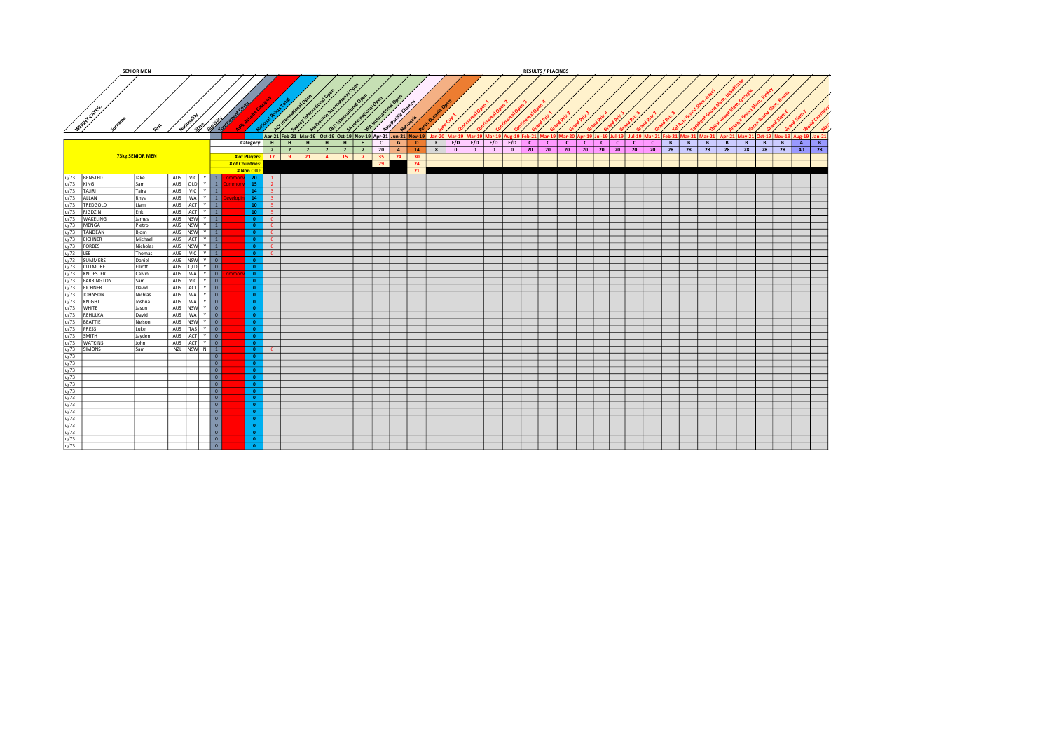**SENIOR MEN** — RESULTS / PLACINGS

| WEIGHT CATEG. | Surname | First | Nationality | State | Eligibility | Tournament Count | JNR Results Category | National Points Total | ACT International Open | Sydney International Open | Melbourne International Open | QLD International Open | SA International Open | WA International Open | Asia-Pacific Champs | Nationals | Perth Oceania Open | Judo Cup 1 | Continental Open 1 | Continental Open 2 | Continental Open 3 | Continental Open 4 | Grand Prix 1 | Grand Prix 2 | Grand Prix 3 | Grand Prix 4 | Grand Prix 5 | Grand Prix 6 | Grand Prix 7 | Grand Prix 8 | Tel Aviv Grand Slam, Israel | Tashkent Grand Slam, Uzbekistan | Tbilisi Grand Slam, Georgia | Antalya Grand Slam, Turkey | Kazan Grand Slam, Russia | Grand Slam 6 | Grand Slam 7 | World Champs | Mas |
|---|---|---|---|---|---|---|---|---|---|---|---|---|---|---|---|---|---|---|---|---|---|---|---|---|---|---|---|---|---|---|---|---|---|---|---|---|---|---|---|
| | | | | | | | | | Apr-21 | Feb-21 | Mar-19 | Oct-19 | Oct-19 | Nov-19 | Apr-21 | Jun-21 | Nov-19 | Jan-20 | Mar-19 | Mar-19 | Mar-19 | Aug-19 | Feb-21 | Mar-19 | Mar-20 | Apr-19 | Jul-19 | Jul-19 | Jul-19 | Mar-21 | Feb-21 | Mar-21 | Mar-21 | Apr-21 | May-21 | Oct-19 | Nov-19 | Aug-19 | Jan-21 |
| **73kg SENIOR MEN** | | | | | | | | Category: | H | H | H | H | H | H | C | G | D | E | E/D | E/D | E/D | E/D | C | C | C | C | C | C | C | C | B | B | B | B | B | B | B | A | B |
| | | | | | | | | | 2 | 2 | 2 | 2 | 2 | 2 | 20 | 4 | 14 | 8 | 0 | 0 | 0 | 0 | 20 | 20 | 20 | 20 | 20 | 20 | 20 | 20 | 28 | 28 | 28 | 28 | 28 | 28 | 28 | 40 | 28 |
| | | | | | | | | # of Players: | 17 | 9 | 21 | 4 | 15 | 7 | 35 | 24 | 30 | | | | | | | | | | | | | | | | | | | | | | |
| | | | | | | | | # of Countries: | | | | | | | 29 | | 24 | | | | | | | | | | | | | | | | | | | | | | |
| | | | | | | | | # Non OJU: | | | | | | | | | 21 | | | | | | | | | | | | | | | | | | | | | | |
| u/73 | BENSTED | Jake | AUS | VIC | Y | 1 | Commonw | 20 | 1 | | | | | | | | | | | | | | | | | | | | | | | | | | | | | | |
| u/73 | KING | Sam | AUS | QLD | Y | 1 | Commonw | 15 | 2 | | | | | | | | | | | | | | | | | | | | | | | | | | | | | | |
| u/73 | TAJIRI | Taira | AUS | VIC | Y | 1 | | 14 | 3 | | | | | | | | | | | | | | | | | | | | | | | | | | | | | | |
| u/73 | ALLAN | Rhys | AUS | WA | Y | 1 | Developm | 14 | 3 | | | | | | | | | | | | | | | | | | | | | | | | | | | | | | |
| u/73 | TREDGOLD | Liam | AUS | ACT | Y | 1 | | 10 | 5 | | | | | | | | | | | | | | | | | | | | | | | | | | | | | | |
| u/73 | RIGDZIN | Enki | AUS | ACT | Y | 1 | | 10 | 5 | | | | | | | | | | | | | | | | | | | | | | | | | | | | | | |
| u/73 | WAKELING | James | AUS | NSW | Y | 1 | | 0 | 0 | | | | | | | | | | | | | | | | | | | | | | | | | | | | | | |
| u/73 | MENGA | Pietro | AUS | NSW | Y | 1 | | 0 | 0 | | | | | | | | | | | | | | | | | | | | | | | | | | | | | | |
| u/73 | TANDEAN | Bjorn | AUS | NSW | Y | 1 | | 0 | 0 | | | | | | | | | | | | | | | | | | | | | | | | | | | | | | |
| u/73 | EICHNER | Michael | AUS | ACT | Y | 1 | | 0 | 0 | | | | | | | | | | | | | | | | | | | | | | | | | | | | | | |
| u/73 | FORBES | Nicholas | AUS | NSW | Y | 1 | | 0 | 0 | | | | | | | | | | | | | | | | | | | | | | | | | | | | | | |
| u/73 | LEE | Thomas | AUS | VIC | Y | 1 | | 0 | 0 | | | | | | | | | | | | | | | | | | | | | | | | | | | | | | |
| u/73 | SUMMERS | Daniel | AUS | NSW | Y | 0 | | 0 | | | | | | | | | | | | | | | | | | | | | | | | | | | | | | | |
| u/73 | CUTMORE | Elliott | AUS | QLD | Y | 0 | | 0 | | | | | | | | | | | | | | | | | | | | | | | | | | | | | | | |
| u/73 | KNOESTER | Calvin | AUS | WA | Y | 0 | Commonw | 0 | | | | | | | | | | | | | | | | | | | | | | | | | | | | | | | |
| u/73 | FARRINGTON | Sam | AUS | VIC | Y | 0 | | 0 | | | | | | | | | | | | | | | | | | | | | | | | | | | | | | | |
| u/73 | EICHNER | David | AUS | ACT | Y | 0 | | 0 | | | | | | | | | | | | | | | | | | | | | | | | | | | | | | | |
| u/73 | JOHNSON | Nichlas | AUS | WA | Y | 0 | | 0 | | | | | | | | | | | | | | | | | | | | | | | | | | | | | | | |
| u/73 | KNIGHT | Joshua | AUS | WA | Y | 0 | | 0 | | | | | | | | | | | | | | | | | | | | | | | | | | | | | | | |
| u/73 | WHITE | Jason | AUS | NSW | Y | 0 | | 0 | | | | | | | | | | | | | | | | | | | | | | | | | | | | | | | |
| u/73 | REHULKA | David | AUS | WA | Y | 0 | | 0 | | | | | | | | | | | | | | | | | | | | | | | | | | | | | | | |
| u/73 | BEATTIE | Nelson | AUS | NSW | Y | 0 | | 0 | | | | | | | | | | | | | | | | | | | | | | | | | | | | | | | |
| u/73 | PRESS | Luke | AUS | TAS | Y | 0 | | 0 | | | | | | | | | | | | | | | | | | | | | | | | | | | | | | | |
| u/73 | SMITH | Jayden | AUS | ACT | Y | 0 | | 0 | | | | | | | | | | | | | | | | | | | | | | | | | | | | | | | |
| u/73 | WATKINS | John | AUS | ACT | Y | 0 | | 0 | | | | | | | | | | | | | | | | | | | | | | | | | | | | | | | |
| u/73 | SIMONS | Sam | NZL | NSW | N | 1 | | 0 | 0 | | | | | | | | | | | | | | | | | | | | | | | | | | | | | | |
| u/73 | | | | | | 0 | | 0 | | | | | | | | | | | | | | | | | | | | | | | | | | | | | | | |
| u/73 | | | | | | 0 | | 0 | | | | | | | | | | | | | | | | | | | | | | | | | | | | | | | |
| u/73 | | | | | | 0 | | 0 | | | | | | | | | | | | | | | | | | | | | | | | | | | | | | | |
| u/73 | | | | | | 0 | | 0 | | | | | | | | | | | | | | | | | | | | | | | | | | | | | | | |
| u/73 | | | | | | 0 | | 0 | | | | | | | | | | | | | | | | | | | | | | | | | | | | | | | |
| u/73 | | | | | | 0 | | 0 | | | | | | | | | | | | | | | | | | | | | | | | | | | | | | | |
| u/73 | | | | | | 0 | | 0 | | | | | | | | | | | | | | | | | | | | | | | | | | | | | | | |
| u/73 | | | | | | 0 | | 0 | | | | | | | | | | | | | | | | | | | | | | | | | | | | | | | |
| u/73 | | | | | | 0 | | 0 | | | | | | | | | | | | | | | | | | | | | | | | | | | | | | | |
| u/73 | | | | | | 0 | | 0 | | | | | | | | | | | | | | | | | | | | | | | | | | | | | | | |
| u/73 | | | | | | 0 | | 0 | | | | | | | | | | | | | | | | | | | | | | | | | | | | | | | |
| u/73 | | | | | | 0 | | 0 | | | | | | | | | | | | | | | | | | | | | | | | | | | | | | | |
| u/73 | | | | | | 0 | | 0 | | | | | | | | | | | | | | | | | | | | | | | | | | | | | | | |
| u/73 | | | | | | 0 | | 0 | | | | | | | | | | | | | | | | | | | | | | | | | | | | | | | |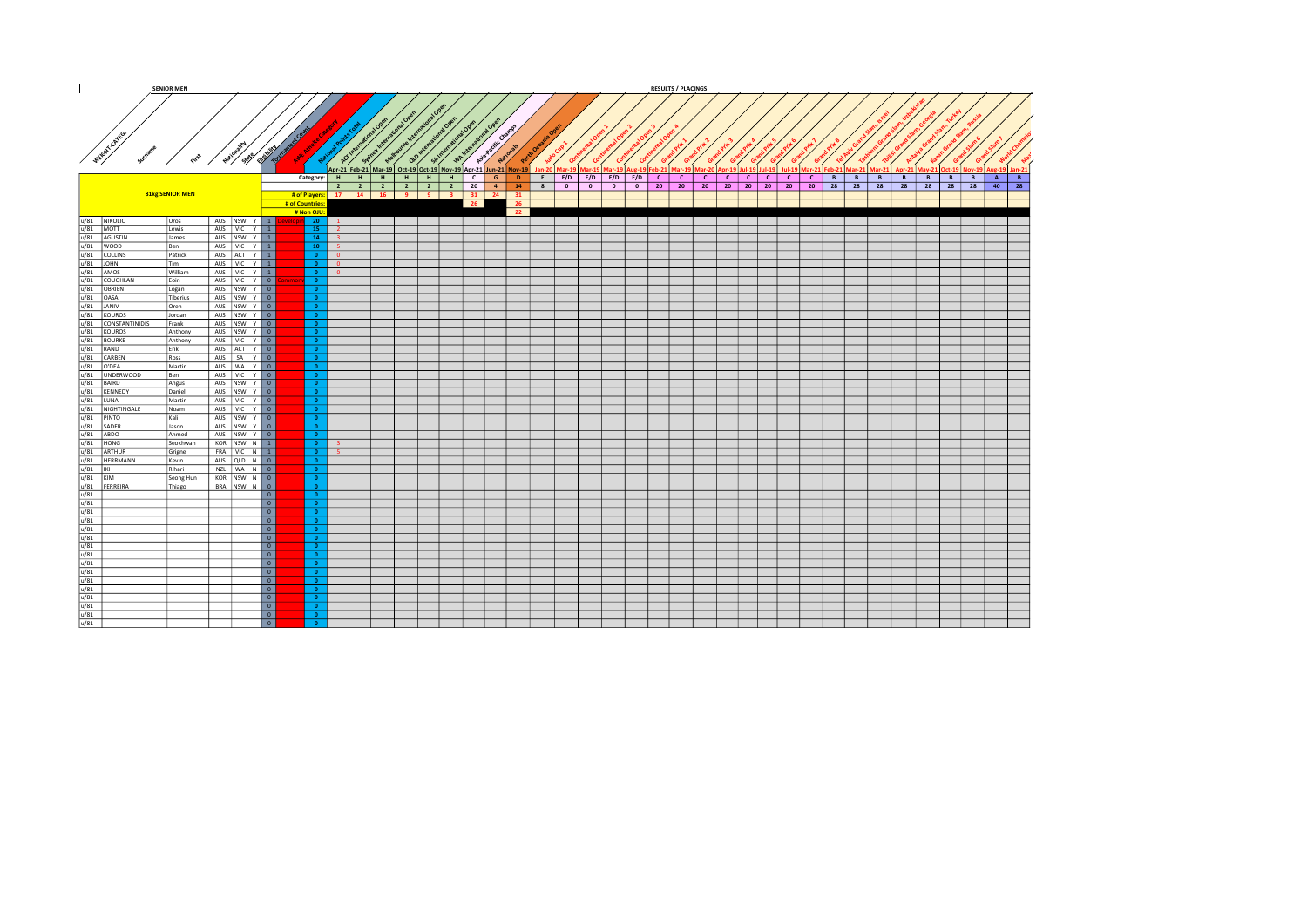SENIOR MEN

RESULTS / PLACINGS

| WEIGHT CATEG. | Surname | First | Nationality | State | Eligibility | Tournament Count | JA Events Category | National Points Total | ACT International Open | Sydney International Open | Melbourne International Open | QLD International Open | SA International Open | WA International Open | Asia-Pacific Champs | Nationals | Perth Oceania Open | Judo Cup 1 | Continental Open 1 | Continental Open 2 | Continental Open 3 | Continental Open 4 | Grand Prix 1 | Grand Prix 2 | Grand Prix 3 | Grand Prix 4 | Grand Prix 5 | Grand Prix 6 | Grand Prix 7 | Grand Prix 8 | Tel Aviv Grand Slam, Israel | Tashkent Grand Slam, Uzbekistan | Tbilisi Grand Slam, Georgia | Antalya Grand Slam, Turkey | Kazan Grand Slam, Russia | Grand Slam 6 | Grand Slam 7 | World Champs | Mas |
|---|---|---|---|---|---|---|---|---|---|---|---|---|---|---|---|---|---|---|---|---|---|---|---|---|---|---|---|---|---|---|---|---|---|---|---|---|---|---|---|
| | | | | | | | | | Apr-21 | Feb-21 | Mar-19 | Oct-19 | Oct-19 | Nov-19 | Apr-21 | Jun-21 | Nov-19 | Jan-20 | Mar-19 | Mar-19 | Mar-19 | Aug-19 | Feb-21 | Mar-19 | Mar-20 | Apr-19 | Jul-19 | Jul-19 | Jul-19 | Mar-21 | Feb-21 | Mar-21 | Mar-21 | Apr-21 | May-21 | Oct-19 | Nov-19 | Aug-19 | Jan-21 |
| **81kg SENIOR MEN** | | | | | | | Category: | | H | H | H | H | H | H | C | G | D | E | E/D | E/D | E/D | E/D | C | C | C | C | C | C | C | C | B | B | B | B | B | B | B | A | B |
| | | | | | | | | | 2 | 2 | 2 | 2 | 2 | 2 | 20 | 4 | 14 | 8 | 0 | 0 | 0 | 0 | 20 | 20 | 20 | 20 | 20 | 20 | 20 | 20 | 28 | 28 | 28 | 28 | 28 | 28 | 28 | 40 | 28 |
| | | | | | | | # of Players: | | 17 | 14 | 16 | 9 | 9 | 3 | 31 | 24 | 31 | | | | | | | | | | | | | | | | | | | | | | |
| | | | | | | | # of Countries: | | | | | | | | 26 | | 26 | | | | | | | | | | | | | | | | | | | | | | |
| | | | | | | | # Non OJU: | | | | | | | | | | 22 | | | | | | | | | | | | | | | | | | | | | | |
| u/81 | NIKOLIC | Uros | AUS | NSW | Y | 1 | Developm | 20 | 1 | | | | | | | | | | | | | | | | | | | | | | | | | | | | | | |
| u/81 | MOTT | Lewis | AUS | VIC | Y | 1 | | 15 | 2 | | | | | | | | | | | | | | | | | | | | | | | | | | | | | | |
| u/81 | AGUSTIN | James | AUS | NSW | Y | 1 | | 14 | 3 | | | | | | | | | | | | | | | | | | | | | | | | | | | | | | |
| u/81 | WOOD | Ben | AUS | VIC | Y | 1 | | 10 | 5 | | | | | | | | | | | | | | | | | | | | | | | | | | | | | | |
| u/81 | COLLINS | Patrick | AUS | ACT | Y | 1 | | 0 | 0 | | | | | | | | | | | | | | | | | | | | | | | | | | | | | | |
| u/81 | JOHN | Tim | AUS | VIC | Y | 1 | | 0 | 0 | | | | | | | | | | | | | | | | | | | | | | | | | | | | | | |
| u/81 | AMOS | William | AUS | VIC | Y | 1 | | 0 | 0 | | | | | | | | | | | | | | | | | | | | | | | | | | | | | | |
| u/81 | COUGHLAN | Eoin | AUS | VIC | Y | 0 | Commonw | 0 | | | | | | | | | | | | | | | | | | | | | | | | | | | | | | | |
| u/81 | OBRIEN | Logan | AUS | NSW | Y | 0 | | 0 | | | | | | | | | | | | | | | | | | | | | | | | | | | | | | | |
| u/81 | OASA | Tiberius | AUS | NSW | Y | 0 | | 0 | | | | | | | | | | | | | | | | | | | | | | | | | | | | | | | |
| u/81 | JANIV | Oren | AUS | NSW | Y | 0 | | 0 | | | | | | | | | | | | | | | | | | | | | | | | | | | | | | | |
| u/81 | KOUROS | Jordan | AUS | NSW | Y | 0 | | 0 | | | | | | | | | | | | | | | | | | | | | | | | | | | | | | | |
| u/81 | CONSTANTINIDIS | Frank | AUS | NSW | Y | 0 | | 0 | | | | | | | | | | | | | | | | | | | | | | | | | | | | | | | |
| u/81 | KOUROS | Anthony | AUS | NSW | Y | 0 | | 0 | | | | | | | | | | | | | | | | | | | | | | | | | | | | | | | |
| u/81 | BOURKE | Anthony | AUS | VIC | Y | 0 | | 0 | | | | | | | | | | | | | | | | | | | | | | | | | | | | | | | |
| u/81 | RAND | Erik | AUS | ACT | Y | 0 | | 0 | | | | | | | | | | | | | | | | | | | | | | | | | | | | | | | |
| u/81 | CARBEN | Ross | AUS | SA | Y | 0 | | 0 | | | | | | | | | | | | | | | | | | | | | | | | | | | | | | | |
| u/81 | O'DEA | Martin | AUS | WA | Y | 0 | | 0 | | | | | | | | | | | | | | | | | | | | | | | | | | | | | | | |
| u/81 | UNDERWOOD | Ben | AUS | VIC | Y | 0 | | 0 | | | | | | | | | | | | | | | | | | | | | | | | | | | | | | | |
| u/81 | BAIRD | Angus | AUS | NSW | Y | 0 | | 0 | | | | | | | | | | | | | | | | | | | | | | | | | | | | | | | |
| u/81 | KENNEDY | Daniel | AUS | NSW | Y | 0 | | 0 | | | | | | | | | | | | | | | | | | | | | | | | | | | | | | | |
| u/81 | LUNA | Martin | AUS | VIC | Y | 0 | | 0 | | | | | | | | | | | | | | | | | | | | | | | | | | | | | | | |
| u/81 | NIGHTINGALE | Noam | AUS | VIC | Y | 0 | | 0 | | | | | | | | | | | | | | | | | | | | | | | | | | | | | | | |
| u/81 | PINTO | Kalil | AUS | NSW | Y | 0 | | 0 | | | | | | | | | | | | | | | | | | | | | | | | | | | | | | | |
| u/81 | SADER | Jason | AUS | NSW | Y | 0 | | 0 | | | | | | | | | | | | | | | | | | | | | | | | | | | | | | | |
| u/81 | ABDO | Ahmed | AUS | NSW | Y | 0 | | 0 | | | | | | | | | | | | | | | | | | | | | | | | | | | | | | | |
| u/81 | HONG | Seokhwan | KOR | NSW | N | 1 | | 0 | 3 | | | | | | | | | | | | | | | | | | | | | | | | | | | | | | |
| u/81 | ARTHUR | Grigne | FRA | VIC | N | 1 | | 0 | 5 | | | | | | | | | | | | | | | | | | | | | | | | | | | | | | |
| u/81 | HERRMANN | Kevin | AUS | QLD | N | 0 | | 0 | | | | | | | | | | | | | | | | | | | | | | | | | | | | | | | |
| u/81 | IKI | Rihari | NZL | WA | N | 0 | | 0 | | | | | | | | | | | | | | | | | | | | | | | | | | | | | | | |
| u/81 | KIM | Seong Hun | KOR | NSW | N | 0 | | 0 | | | | | | | | | | | | | | | | | | | | | | | | | | | | | | | |
| u/81 | FERREIRA | Thiago | BRA | NSW | N | 0 | | 0 | | | | | | | | | | | | | | | | | | | | | | | | | | | | | | | |
| u/81 | | | | | | 0 | | 0 | | | | | | | | | | | | | | | | | | | | | | | | | | | | | | | |
| u/81 | | | | | | 0 | | 0 | | | | | | | | | | | | | | | | | | | | | | | | | | | | | | | |
| u/81 | | | | | | 0 | | 0 | | | | | | | | | | | | | | | | | | | | | | | | | | | | | | | |
| u/81 | | | | | | 0 | | 0 | | | | | | | | | | | | | | | | | | | | | | | | | | | | | | | |
| u/81 | | | | | | 0 | | 0 | | | | | | | | | | | | | | | | | | | | | | | | | | | | | | | |
| u/81 | | | | | | 0 | | 0 | | | | | | | | | | | | | | | | | | | | | | | | | | | | | | | |
| u/81 | | | | | | 0 | | 0 | | | | | | | | | | | | | | | | | | | | | | | | | | | | | | | |
| u/81 | | | | | | 0 | | 0 | | | | | | | | | | | | | | | | | | | | | | | | | | | | | | | |
| u/81 | | | | | | 0 | | 0 | | | | | | | | | | | | | | | | | | | | | | | | | | | | | | | |
| u/81 | | | | | | 0 | | 0 | | | | | | | | | | | | | | | | | | | | | | | | | | | | | | | |
| u/81 | | | | | | 0 | | 0 | | | | | | | | | | | | | | | | | | | | | | | | | | | | | | | |
| u/81 | | | | | | 0 | | 0 | | | | | | | | | | | | | | | | | | | | | | | | | | | | | | | |
| u/81 | | | | | | 0 | | 0 | | | | | | | | | | | | | | | | | | | | | | | | | | | | | | | |
| u/81 | | | | | | 0 | | 0 | | | | | | | | | | | | | | | | | | | | | | | | | | | | | | | |
| u/81 | | | | | | 0 | | 0 | | | | | | | | | | | | | | | | | | | | | | | | | | | | | | | |
| u/81 | | | | | | 0 | | 0 | | | | | | | | | | | | | | | | | | | | | | | | | | | | | | | |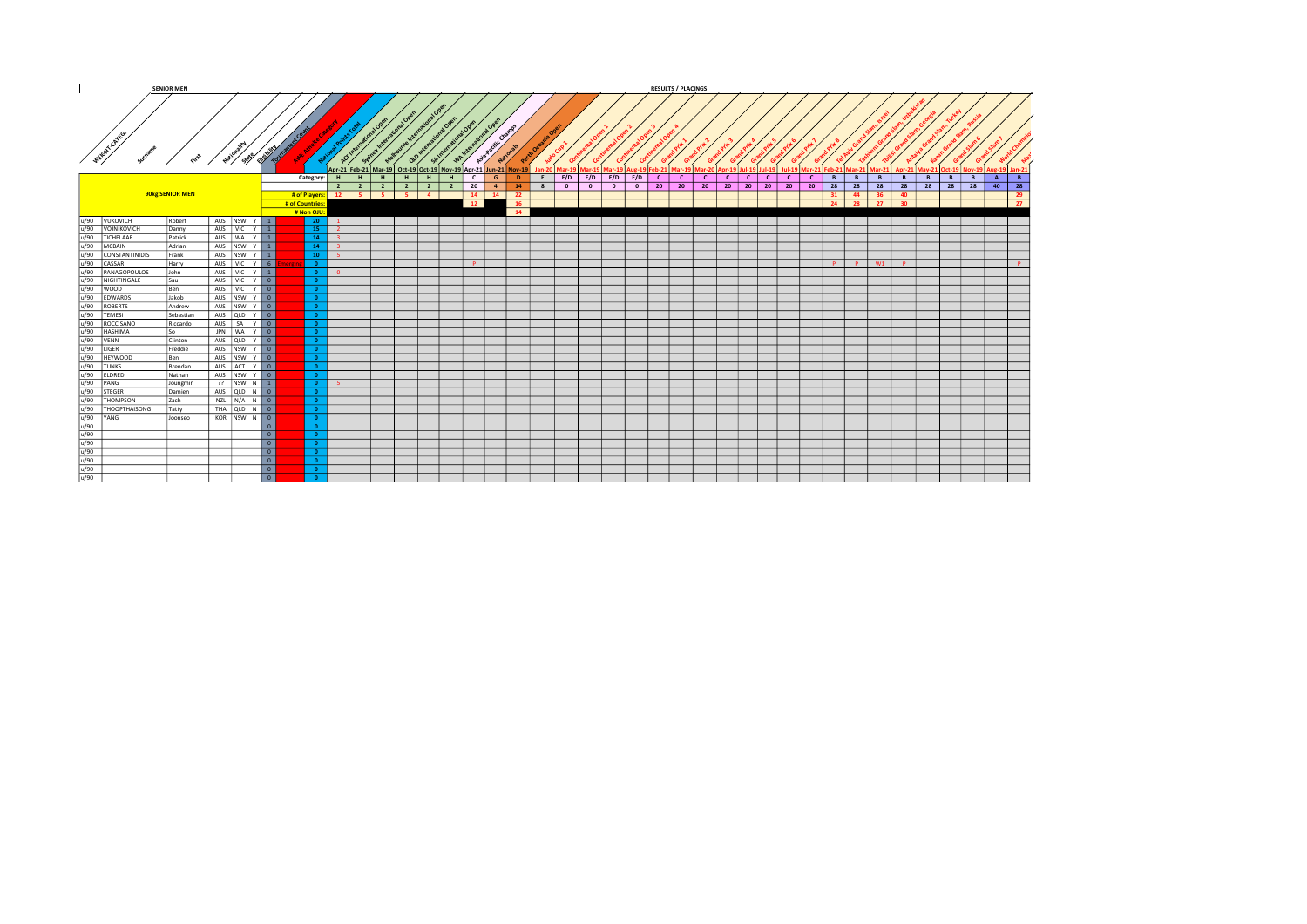SENIOR MEN

RESULTS / PLACINGS

| WEIGHT CATEG. | Surname | First | Nationality | State | Eligibility | Tournament Count | JA NL Results Category | National Points Total | ACT International Open | Sydney International Open | Melbourne International Open | QLD International Open | SA International Open | WA International Open | Asia-Pacific Champs | Nationals | Perth Oceania Open | Judo Cup 1 | Continental Open 1 | Continental Open 2 | Continental Open 3 | Continental Open 4 | Grand Prix 1 | Grand Prix 2 | Grand Prix 3 | Grand Prix 4 | Grand Prix 5 | Grand Prix 6 | Grand Prix 7 | Grand Prix 8 | Tel Aviv Grand Slam, Israel | Tashkent Grand Slam, Uzbekistan | Tbilisi Grand Slam, Georgia | Antalya Grand Slam, Turkey | Kazan Grand Slam, Russia | Grand Slam 6 | Grand Slam 7 | World Champs | Mas |
|---|---|---|---|---|---|---|---|---|---|---|---|---|---|---|---|---|---|---|---|---|---|---|---|---|---|---|---|---|---|---|---|---|---|---|---|---|---|---|---|
| | | | | | | | | | Apr-21 | Feb-21 | Mar-19 | Oct-19 | Oct-19 | Nov-19 | Apr-21 | Jun-21 | Nov-19 | Jan-20 | Mar-19 | Mar-19 | Mar-19 | Aug-19 | Feb-21 | Mar-19 | Mar-20 | Apr-19 | Jul-19 | Jul-19 | Jul-19 | Mar-21 | Feb-21 | Mar-21 | Mar-21 | Apr-21 | May-21 | Oct-19 | Nov-19 | Aug-19 | Jan-21 |
| **90kg SENIOR MEN** | | | | | | | | Category: | H | H | H | H | H | H | C | G | D | E | E/D | E/D | E/D | E/D | C | C | C | C | C | C | C | C | B | B | B | B | B | B | B | A | B |
| | | | | | | | | | 2 | 2 | 2 | 2 | 2 | 2 | 20 | 4 | 14 | 8 | 0 | 0 | 0 | 0 | 20 | 20 | 20 | 20 | 20 | 20 | 20 | 20 | 28 | 28 | 28 | 28 | 28 | 28 | 28 | 40 | 28 |
| | | | | | | | | # of Players: | 12 | 5 | 5 | 5 | 4 | | 14 | 14 | 22 | | | | | | | | | | | | | | 31 | 44 | 36 | 40 | | | | | 29 |
| | | | | | | | | # of Countries: | | | | | | | 12 | | 16 | | | | | | | | | | | | | | 24 | 28 | 27 | 30 | | | | | 27 |
| | | | | | | | | # Non OJU: | | | | | | | | | 14 | | | | | | | | | | | | | | | | | | | | | | |
| u/90 | VUKOVICH | Robert | AUS | NSW | Y | 1 | | 20 | 1 | | | | | | | | | | | | | | | | | | | | | | | | | | | | | | |
| u/90 | VOJNIKOVICH | Danny | AUS | VIC | Y | 1 | | 15 | 2 | | | | | | | | | | | | | | | | | | | | | | | | | | | | | | |
| u/90 | TICHELAAR | Patrick | AUS | WA | Y | 1 | | 14 | 3 | | | | | | | | | | | | | | | | | | | | | | | | | | | | | | |
| u/90 | MCBAIN | Adrian | AUS | NSW | Y | 1 | | 14 | 3 | | | | | | | | | | | | | | | | | | | | | | | | | | | | | | |
| u/90 | CONSTANTINIDIS | Frank | AUS | NSW | Y | 1 | | 10 | 5 | | | | | | | | | | | | | | | | | | | | | | | | | | | | | | |
| u/90 | CASSAR | Harry | AUS | VIC | Y | 6 | Emerging | 0 | | | | | | | P | | | | | | | | | | | | | | | | P | P | W1 | P | | | | | P |
| u/90 | PANAGOPOULOS | John | AUS | VIC | Y | 1 | | 0 | 0 | | | | | | | | | | | | | | | | | | | | | | | | | | | | | | |
| u/90 | NIGHTINGALE | Saul | AUS | VIC | Y | 0 | | 0 | | | | | | | | | | | | | | | | | | | | | | | | | | | | | | | |
| u/90 | WOOD | Ben | AUS | VIC | Y | 0 | | 0 | | | | | | | | | | | | | | | | | | | | | | | | | | | | | | | |
| u/90 | EDWARDS | Jakob | AUS | NSW | Y | 0 | | 0 | | | | | | | | | | | | | | | | | | | | | | | | | | | | | | | |
| u/90 | ROBERTS | Andrew | AUS | NSW | Y | 0 | | 0 | | | | | | | | | | | | | | | | | | | | | | | | | | | | | | | |
| u/90 | TEMESI | Sebastian | AUS | QLD | Y | 0 | | 0 | | | | | | | | | | | | | | | | | | | | | | | | | | | | | | | |
| u/90 | ROCCISANO | Riccardo | AUS | SA | Y | 0 | | 0 | | | | | | | | | | | | | | | | | | | | | | | | | | | | | | | |
| u/90 | HASHIMA | So | JPN | WA | Y | 0 | | 0 | | | | | | | | | | | | | | | | | | | | | | | | | | | | | | | |
| u/90 | VENN | Clinton | AUS | QLD | Y | 0 | | 0 | | | | | | | | | | | | | | | | | | | | | | | | | | | | | | | |
| u/90 | LIGER | Freddie | AUS | NSW | Y | 0 | | 0 | | | | | | | | | | | | | | | | | | | | | | | | | | | | | | | |
| u/90 | HEYWOOD | Ben | AUS | NSW | Y | 0 | | 0 | | | | | | | | | | | | | | | | | | | | | | | | | | | | | | | |
| u/90 | TUNKS | Brendan | AUS | ACT | Y | 0 | | 0 | | | | | | | | | | | | | | | | | | | | | | | | | | | | | | | |
| u/90 | ELDRED | Nathan | AUS | NSW | Y | 0 | | 0 | | | | | | | | | | | | | | | | | | | | | | | | | | | | | | | |
| u/90 | PANG | Joungmin | ?? | NSW | N | 1 | | 0 | 5 | | | | | | | | | | | | | | | | | | | | | | | | | | | | | | |
| u/90 | STEGER | Damien | AUS | QLD | N | 0 | | 0 | | | | | | | | | | | | | | | | | | | | | | | | | | | | | | | |
| u/90 | THOMPSON | Zach | NZL | N/A | N | 0 | | 0 | | | | | | | | | | | | | | | | | | | | | | | | | | | | | | | |
| u/90 | THOOPTHAISONG | Tatty | THA | QLD | N | 0 | | 0 | | | | | | | | | | | | | | | | | | | | | | | | | | | | | | | |
| u/90 | YANG | Joonseo | KOR | NSW | N | 0 | | 0 | | | | | | | | | | | | | | | | | | | | | | | | | | | | | | | |
| u/90 | | | | | | 0 | | 0 | | | | | | | | | | | | | | | | | | | | | | | | | | | | | | | |
| u/90 | | | | | | 0 | | 0 | | | | | | | | | | | | | | | | | | | | | | | | | | | | | | | |
| u/90 | | | | | | 0 | | 0 | | | | | | | | | | | | | | | | | | | | | | | | | | | | | | | |
| u/90 | | | | | | 0 | | 0 | | | | | | | | | | | | | | | | | | | | | | | | | | | | | | | |
| u/90 | | | | | | 0 | | 0 | | | | | | | | | | | | | | | | | | | | | | | | | | | | | | | |
| u/90 | | | | | | 0 | | 0 | | | | | | | | | | | | | | | | | | | | | | | | | | | | | | | |
| u/90 | | | | | | 0 | | 0 | | | | | | | | | | | | | | | | | | | | | | | | | | | | | | | |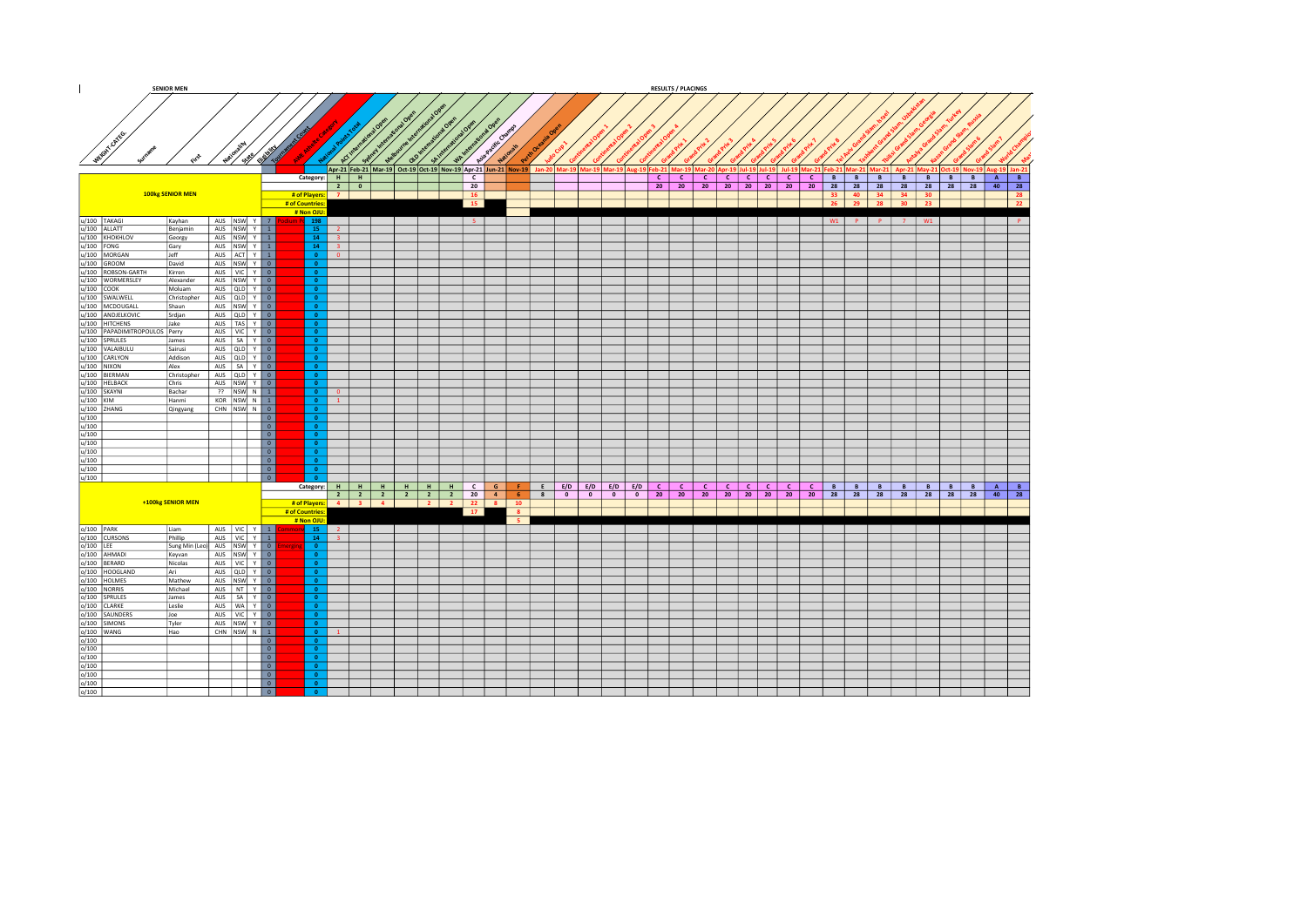# SENIOR MEN

## RESULTS / PLACINGS

| WEIGHT CATEG. | Surname | First | Nationality | State | Eligibility | Tournament Count | AJW Results Category | National Points Total | ACT International Open | Sydney International Open | Melbourne International Open | QLD International Open | SA International Open | WA International Open | Asia-Pacific Champs | Nationals | Perth Oceania Open | Judo Cup 1 | Continental Open 1 | Continental Open 2 | Continental Open 3 | Continental Open 4 | Grand Prix 1 | Grand Prix 2 | Grand Prix 3 | Grand Prix 4 | Grand Prix 5 | Grand Prix 6 | Grand Prix 7 | Grand Prix 8 | Tel Aviv Grand Slam, Israel | Tashkent Grand Slam, Uzbekistan | Tbilisi Grand Slam, Georgia | Antalya Grand Slam, Turkey | Kazan Grand Slam, Russia | Grand Slam 6 | Grand Slam 7 | World Champs | Mas |
|---|---|---|---|---|---|---|---|---|---|---|---|---|---|---|---|---|---|---|---|---|---|---|---|---|---|---|---|---|---|---|---|---|---|---|---|---|---|---|---|
| | | | | | | | | | Apr-21 | Feb-21 | Mar-19 | Oct-19 | Oct-19 | Nov-19 | Apr-21 | Jun-21 | Nov-19 | Jan-20 | Mar-19 | Mar-19 | Mar-19 | Aug-19 | Feb-21 | Mar-19 | Mar-20 | Apr-19 | Jul-19 | Jul-19 | Jul-19 | Mar-21 | Feb-21 | Mar-21 | Mar-21 | Apr-21 | May-21 | Oct-19 | Nov-19 | Aug-19 | Jan-21 |
| **100kg SENIOR MEN** | | | | | | | Category: | | H | H | | | | | C | | | | | | | | C | C | C | C | C | C | C | C | B | B | B | B | B | B | B | A | B |
| | | | | | | | | | 2 | 0 | | | | | 20 | | | | | | | | 20 | 20 | 20 | 20 | 20 | 20 | 20 | 20 | 28 | 28 | 28 | 28 | 28 | 28 | 28 | 40 | 28 |
| | | | | | | | # of Players: | | 7 | | | | | | 16 | | | | | | | | | | | | | | | | 33 | 40 | 34 | 34 | 30 | | | | 28 |
| | | | | | | | # of Countries: | | | | | | | | 15 | | | | | | | | | | | | | | | | 26 | 29 | 28 | 30 | 23 | | | | 22 |
| | | | | | | | # Non OJU: | | | | | | | | | | | | | | | | | | | | | | | | | | | | | | | | |
| u/100 | TAKAGI | Kayhan | AUS | NSW | Y | 7 | Podium Pr | 198 | | | | | | | 5 | | | | | | | | | | | | | | | | W1 | P | P | 7 | W1 | | | | P |
| u/100 | ALLATT | Benjamin | AUS | NSW | Y | 1 | | 15 | 2 | | | | | | | | | | | | | | | | | | | | | | | | | | | | | | |
| u/100 | KHOKHLOV | Georgy | AUS | NSW | Y | 1 | | 14 | 3 | | | | | | | | | | | | | | | | | | | | | | | | | | | | | | |
| u/100 | FONG | Gary | AUS | NSW | Y | 1 | | 14 | 3 | | | | | | | | | | | | | | | | | | | | | | | | | | | | | | |
| u/100 | MORGAN | Jeff | AUS | ACT | Y | 1 | | 0 | 0 | | | | | | | | | | | | | | | | | | | | | | | | | | | | | | |
| u/100 | GROOM | David | AUS | NSW | Y | 0 | | 0 | | | | | | | | | | | | | | | | | | | | | | | | | | | | | | | |
| u/100 | ROBSON-GARTH | Kirren | AUS | VIC | Y | 0 | | 0 | | | | | | | | | | | | | | | | | | | | | | | | | | | | | | | |
| u/100 | WORMERSLEY | Alexander | AUS | NSW | Y | 0 | | 0 | | | | | | | | | | | | | | | | | | | | | | | | | | | | | | | |
| u/100 | COOK | Moluam | AUS | QLD | Y | 0 | | 0 | | | | | | | | | | | | | | | | | | | | | | | | | | | | | | | |
| u/100 | SWALWELL | Christopher | AUS | QLD | Y | 0 | | 0 | | | | | | | | | | | | | | | | | | | | | | | | | | | | | | | |
| u/100 | MCDOUGALL | Shaun | AUS | NSW | Y | 0 | | 0 | | | | | | | | | | | | | | | | | | | | | | | | | | | | | | | |
| u/100 | ANDJELKOVIC | Srdjan | AUS | QLD | Y | 0 | | 0 | | | | | | | | | | | | | | | | | | | | | | | | | | | | | | | |
| u/100 | HITCHENS | Jake | AUS | TAS | Y | 0 | | 0 | | | | | | | | | | | | | | | | | | | | | | | | | | | | | | | |
| u/100 | PAPADIMITROPOULOS | Perry | AUS | VIC | Y | 0 | | 0 | | | | | | | | | | | | | | | | | | | | | | | | | | | | | | | |
| u/100 | SPRULES | James | AUS | SA | Y | 0 | | 0 | | | | | | | | | | | | | | | | | | | | | | | | | | | | | | | |
| u/100 | VALAIBULU | Sairusi | AUS | QLD | Y | 0 | | 0 | | | | | | | | | | | | | | | | | | | | | | | | | | | | | | | |
| u/100 | CARLYON | Addison | AUS | QLD | Y | 0 | | 0 | | | | | | | | | | | | | | | | | | | | | | | | | | | | | | | |
| u/100 | NIXON | Alex | AUS | SA | Y | 0 | | 0 | | | | | | | | | | | | | | | | | | | | | | | | | | | | | | | |
| u/100 | BIERMAN | Christopher | AUS | QLD | Y | 0 | | 0 | | | | | | | | | | | | | | | | | | | | | | | | | | | | | | | |
| u/100 | HELBACK | Chris | AUS | NSW | Y | 0 | | 0 | | | | | | | | | | | | | | | | | | | | | | | | | | | | | | | |
| u/100 | SKAYNI | Bachar | ?? | NSW | N | 1 | | 0 | 0 | | | | | | | | | | | | | | | | | | | | | | | | | | | | | | |
| u/100 | KIM | Hanmi | KOR | NSW | N | 1 | | 0 | 1 | | | | | | | | | | | | | | | | | | | | | | | | | | | | | | |
| u/100 | ZHANG | Qingyang | CHN | NSW | N | 0 | | 0 | | | | | | | | | | | | | | | | | | | | | | | | | | | | | | | |
| u/100 | | | | | | 0 | | 0 | | | | | | | | | | | | | | | | | | | | | | | | | | | | | | | |
| u/100 | | | | | | 0 | | 0 | | | | | | | | | | | | | | | | | | | | | | | | | | | | | | | |
| u/100 | | | | | | 0 | | 0 | | | | | | | | | | | | | | | | | | | | | | | | | | | | | | | |
| u/100 | | | | | | 0 | | 0 | | | | | | | | | | | | | | | | | | | | | | | | | | | | | | | |
| u/100 | | | | | | 0 | | 0 | | | | | | | | | | | | | | | | | | | | | | | | | | | | | | | |
| u/100 | | | | | | 0 | | 0 | | | | | | | | | | | | | | | | | | | | | | | | | | | | | | | |
| u/100 | | | | | | 0 | | 0 | | | | | | | | | | | | | | | | | | | | | | | | | | | | | | | |
| u/100 | | | | | | 0 | | 0 | | | | | | | | | | | | | | | | | | | | | | | | | | | | | | | |
| **+100kg SENIOR MEN** | | | | | | | Category: | | H | H | H | H | H | H | C | G | F | E | E/D | E/D | E/D | E/D | C | C | C | C | C | C | C | C | B | B | B | B | B | B | B | A | B |
| | | | | | | | | | 2 | 2 | 2 | 2 | 2 | 2 | 20 | 4 | 6 | 8 | 0 | 0 | 0 | 0 | 20 | 20 | 20 | 20 | 20 | 20 | 20 | 20 | 28 | 28 | 28 | 28 | 28 | 28 | 28 | 40 | 28 |
| | | | | | | | # of Players: | | 4 | 3 | 4 | | 2 | 2 | 22 | 8 | 10 | | | | | | | | | | | | | | | | | | | | | | |
| | | | | | | | # of Countries: | | | | | | | | 17 | | 8 | | | | | | | | | | | | | | | | | | | | | | |
| | | | | | | | # Non OJU: | | | | | | | | | | 5 | | | | | | | | | | | | | | | | | | | | | | |
| o/100 | PARK | Liam | AUS | VIC | Y | 1 | Commonw | 15 | 2 | | | | | | | | | | | | | | | | | | | | | | | | | | | | | | |
| o/100 | CURSONS | Phillip | AUS | VIC | Y | 1 | | 14 | 3 | | | | | | | | | | | | | | | | | | | | | | | | | | | | | | |
| o/100 | LEE | Sung Min (Leo) | AUS | NSW | Y | 0 | Emerging | 0 | | | | | | | | | | | | | | | | | | | | | | | | | | | | | | | |
| o/100 | AHMADI | Keyvan | AUS | NSW | Y | 0 | | 0 | | | | | | | | | | | | | | | | | | | | | | | | | | | | | | | |
| o/100 | BERARD | Nicolas | AUS | VIC | Y | 0 | | 0 | | | | | | | | | | | | | | | | | | | | | | | | | | | | | | | |
| o/100 | HOOGLAND | Ari | AUS | QLD | Y | 0 | | 0 | | | | | | | | | | | | | | | | | | | | | | | | | | | | | | | |
| o/100 | HOLMES | Mathew | AUS | NSW | Y | 0 | | 0 | | | | | | | | | | | | | | | | | | | | | | | | | | | | | | | |
| o/100 | NORRIS | Michael | AUS | NT | Y | 0 | | 0 | | | | | | | | | | | | | | | | | | | | | | | | | | | | | | | |
| o/100 | SPRULES | James | AUS | SA | Y | 0 | | 0 | | | | | | | | | | | | | | | | | | | | | | | | | | | | | | | |
| o/100 | CLARKE | Leslie | AUS | WA | Y | 0 | | 0 | | | | | | | | | | | | | | | | | | | | | | | | | | | | | | | |
| o/100 | SAUNDERS | Joe | AUS | VIC | Y | 0 | | 0 | | | | | | | | | | | | | | | | | | | | | | | | | | | | | | | |
| o/100 | SIMONS | Tyler | AUS | NSW | Y | 0 | | 0 | | | | | | | | | | | | | | | | | | | | | | | | | | | | | | | |
| o/100 | WANG | Hao | CHN | NSW | N | 1 | | 0 | 1 | | | | | | | | | | | | | | | | | | | | | | | | | | | | | | |
| o/100 | | | | | | 0 | | 0 | | | | | | | | | | | | | | | | | | | | | | | | | | | | | | | |
| o/100 | | | | | | 0 | | 0 | | | | | | | | | | | | | | | | | | | | | | | | | | | | | | | |
| o/100 | | | | | | 0 | | 0 | | | | | | | | | | | | | | | | | | | | | | | | | | | | | | | |
| o/100 | | | | | | 0 | | 0 | | | | | | | | | | | | | | | | | | | | | | | | | | | | | | | |
| o/100 | | | | | | 0 | | 0 | | | | | | | | | | | | | | | | | | | | | | | | | | | | | | | |
| o/100 | | | | | | 0 | | 0 | | | | | | | | | | | | | | | | | | | | | | | | | | | | | | | |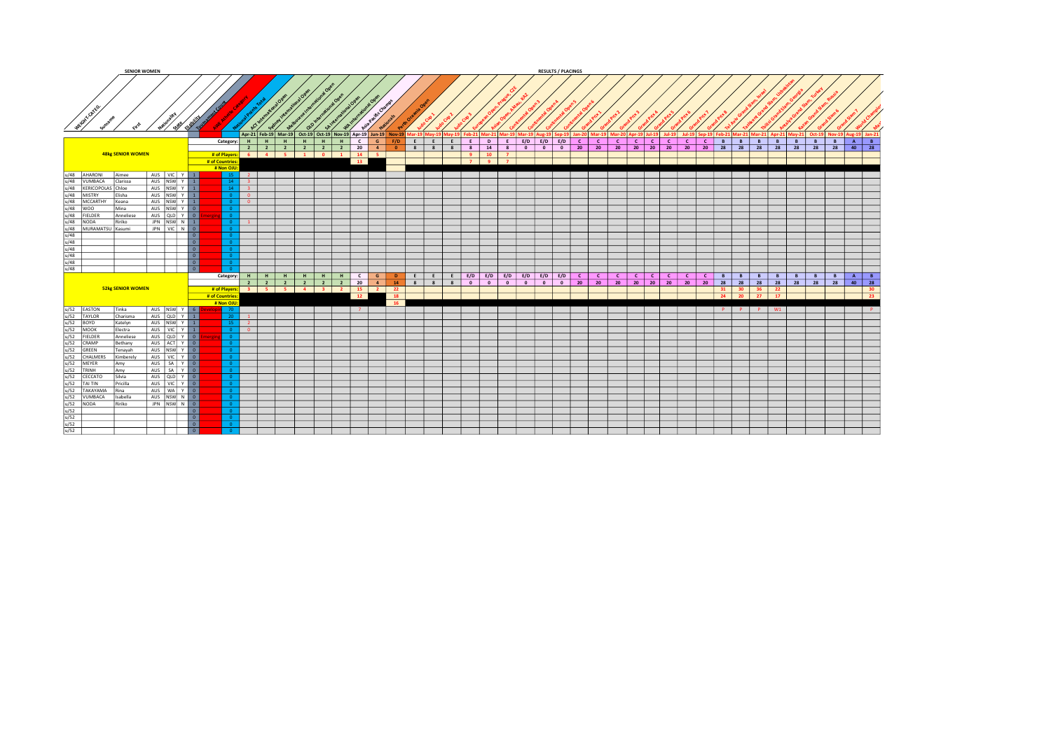## SENIOR WOMEN

### RESULTS / PLACINGS

| WEIGHT CATEG. | Surname | First | Nationality | State | Eligibility | Development Squad | Athlete Category | National Points Total | ACT International Open | Sydney International Open | Melbourne International Open | QLD International Open | SA International Open | WA International Open | Asia-Pacific Champs | Nationals | Perth Oceania Open | Judo Cup 1 | Judo Cup 2 | Judo Cup 3 | European Open, Prague CZE | Asian Open, Aktau, KAZ | Continental Open 3 | Continental Open 4 | Continental Open 5 | Continental Open 6 | Grand Prix 1 | Grand Prix 2 | Grand Prix 3 | Grand Prix 4 | Grand Prix 5 | Grand Prix 6 | Grand Prix 7 | Grand Prix 8 | Tel Aviv Grand Slam, Israel | Tashkent Grand Slam, Uzbekistan | Tbilisi Grand Slam, Georgia | Antalya Grand Slam, Turkey | Kazan Grand Slam, Russia | Grand Slam 6 | Grand Slam 7 | World Championships | Masters |
|---|---|---|---|---|---|---|---|---|---|---|---|---|---|---|---|---|---|---|---|---|---|---|---|---|---|---|---|---|---|---|---|---|---|---|---|---|---|---|---|---|---|---|---|
| | | | | | | | | | Apr-21 | Feb-19 | Mar-19 | Oct-19 | Oct-19 | Nov-19 | Apr-19 | Jun-19 | Nov-19 | Mar-19 | May-19 | May-19 | Feb-21 | Mar-21 | Mar-19 | Mar-19 | Aug-19 | Sep-19 | Jan-20 | Mar-19 | Mar-20 | Apr-19 | Jul-19 | Jul-19 | Jul-19 | Sep-19 | Feb-21 | Mar-21 | Mar-21 | Apr-21 | May-21 | Oct-19 | Nov-19 | Aug-19 | Jan-21 |
| 48kg SENIOR WOMEN | | | | | | | | Category: | H | H | H | H | H | H | C | G | F/D | E | E | E | E | D | E | E/D | E/D | E/D | C | C | C | C | C | C | C | C | B | B | B | B | B | B | B | A | B |
| | | | | | | | | | 2 | 2 | 2 | 2 | 2 | 2 | 20 | 4 | 0 | 8 | 8 | 8 | 8 | 14 | 8 | 0 | 0 | 0 | 20 | 20 | 20 | 20 | 20 | 20 | 20 | 20 | 28 | 28 | 28 | 28 | 28 | 28 | 28 | 40 | 28 |
| | | | | | | | | # of Players: | 6 | 4 | 5 | 1 | 0 | 1 | 14 | 5 | | | | | 9 | 10 | 7 | | | | | | | | | | | | | | | | | | | | |
| | | | | | | | | # of Countries: | | | | | | | 13 | | | | | | 7 | 9 | 7 | | | | | | | | | | | | | | | | | | | | |
| | | | | | | | | # Non OJU: | | | | | | | | | | | | | | | | | | | | | | | | | | | | | | | | | | | |
| u/48 | AHARONI | Aimee | AUS | VIC | Y | 1 | | 15 | 2 | | | | | | | | | | | | | | | | | | | | | | | | | | | | | | | | | | |
| u/48 | VUMBACA | Clarissa | AUS | NSW | Y | 1 | | 14 | 3 | | | | | | | | | | | | | | | | | | | | | | | | | | | | | | | | | | |
| u/48 | KERICOPOLAS | Chloe | AUS | NSW | Y | 1 | | 14 | 3 | | | | | | | | | | | | | | | | | | | | | | | | | | | | | | | | | | |
| u/48 | MISTRY | Elisha | AUS | NSW | Y | 1 | | 0 | 0 | | | | | | | | | | | | | | | | | | | | | | | | | | | | | | | | | | |
| u/48 | MCCARTHY | Keana | AUS | NSW | Y | 1 | | 0 | 0 | | | | | | | | | | | | | | | | | | | | | | | | | | | | | | | | | | |
| u/48 | WOO | Mina | AUS | NSW | Y | 0 | | 0 | | | | | | | | | | | | | | | | | | | | | | | | | | | | | | | | | | | |
| u/48 | FIELDER | Anneliese | AUS | QLD | Y | 0 | Emerging | 0 | | | | | | | | | | | | | | | | | | | | | | | | | | | | | | | | | | | |
| u/48 | NODA | Ririko | JPN | NSW | N | 1 | | 0 | 1 | | | | | | | | | | | | | | | | | | | | | | | | | | | | | | | | | | |
| u/48 | MURAMATSU | Kasumi | JPN | VIC | N | 0 | | 0 | | | | | | | | | | | | | | | | | | | | | | | | | | | | | | | | | | | |
| u/48 | | | | | | 0 | | 0 | | | | | | | | | | | | | | | | | | | | | | | | | | | | | | | | | | | |
| u/48 | | | | | | 0 | | 0 | | | | | | | | | | | | | | | | | | | | | | | | | | | | | | | | | | | |
| u/48 | | | | | | 0 | | 0 | | | | | | | | | | | | | | | | | | | | | | | | | | | | | | | | | | | |
| u/48 | | | | | | 0 | | 0 | | | | | | | | | | | | | | | | | | | | | | | | | | | | | | | | | | | |
| u/48 | | | | | | 0 | | 0 | | | | | | | | | | | | | | | | | | | | | | | | | | | | | | | | | | | |
| 52kg SENIOR WOMEN | | | | | | | | Category: | H | H | H | H | H | H | C | G | D | E | E | E | E/D | E/D | E/D | E/D | E/D | E/D | C | C | C | C | C | C | C | C | B | B | B | B | B | B | B | A | B |
| | | | | | | | | | 2 | 2 | 2 | 2 | 2 | 2 | 20 | 4 | 14 | 8 | 8 | 8 | 0 | 0 | 0 | 0 | 0 | 0 | 20 | 20 | 20 | 20 | 20 | 20 | 20 | 20 | 28 | 28 | 28 | 28 | 28 | 28 | 28 | 40 | 28 |
| | | | | | | | | # of Players: | 3 | 5 | 5 | 4 | 3 | 2 | 15 | 2 | 22 | | | | | | | | | | | | | | | | | | 31 | 30 | 36 | 22 | | | | 30 | |
| | | | | | | | | # of Countries: | | | | | | | 12 | | 18 | | | | | | | | | | | | | | | | | | 24 | 20 | 27 | 17 | | | | 23 | |
| | | | | | | | | # Non OJU: | | | | | | | | | 16 | | | | | | | | | | | | | | | | | | | | | | | | | | |
| u/52 | EASTON | Tinka | AUS | NSW | Y | 6 | Development | 70 | | | | | | | 7 | | | | | | | | | | | | | | | | | | | | P | P | P | W1 | | | | | P |
| u/52 | TAYLOR | Charisma | AUS | QLD | Y | 1 | | 20 | 1 | | | | | | | | | | | | | | | | | | | | | | | | | | | | | | | | | | |
| u/52 | BOYD | Katelyn | AUS | NSW | Y | 1 | | 15 | 2 | | | | | | | | | | | | | | | | | | | | | | | | | | | | | | | | | | |
| u/52 | MOOK | Electra | AUS | VIC | Y | 1 | | 0 | 0 | | | | | | | | | | | | | | | | | | | | | | | | | | | | | | | | | | |
| u/52 | FIELDER | Anneliese | AUS | QLD | Y | 0 | Emerging | 0 | | | | | | | | | | | | | | | | | | | | | | | | | | | | | | | | | | | |
| u/52 | CRAMP | Bethany | AUS | ACT | Y | 0 | | 0 | | | | | | | | | | | | | | | | | | | | | | | | | | | | | | | | | | | |
| u/52 | GREEN | Tenayah | AUS | NSW | Y | 0 | | 0 | | | | | | | | | | | | | | | | | | | | | | | | | | | | | | | | | | | |
| u/52 | CHALMERS | Kimberely | AUS | VIC | Y | 0 | | 0 | | | | | | | | | | | | | | | | | | | | | | | | | | | | | | | | | | | |
| u/52 | MEYER | Amy | AUS | SA | Y | 0 | | 0 | | | | | | | | | | | | | | | | | | | | | | | | | | | | | | | | | | | |
| u/52 | TRINH | Amy | AUS | SA | Y | 0 | | 0 | | | | | | | | | | | | | | | | | | | | | | | | | | | | | | | | | | | |
| u/52 | CECCATO | Silvia | AUS | QLD | Y | 0 | | 0 | | | | | | | | | | | | | | | | | | | | | | | | | | | | | | | | | | | |
| u/52 | TAI TIN | Pricilla | AUS | VIC | Y | 0 | | 0 | | | | | | | | | | | | | | | | | | | | | | | | | | | | | | | | | | | |
| u/52 | TAKAYAMA | Rina | AUS | WA | Y | 0 | | 0 | | | | | | | | | | | | | | | | | | | | | | | | | | | | | | | | | | | |
| u/52 | VUMBACA | Isabella | AUS | NSW | N | 0 | | 0 | | | | | | | | | | | | | | | | | | | | | | | | | | | | | | | | | | | |
| u/52 | NODA | Ririko | JPN | NSW | N | 0 | | 0 | | | | | | | | | | | | | | | | | | | | | | | | | | | | | | | | | | | |
| u/52 | | | | | | 0 | | 0 | | | | | | | | | | | | | | | | | | | | | | | | | | | | | | | | | | | |
| u/52 | | | | | | 0 | | 0 | | | | | | | | | | | | | | | | | | | | | | | | | | | | | | | | | | | |
| u/52 | | | | | | 0 | | 0 | | | | | | | | | | | | | | | | | | | | | | | | | | | | | | | | | | | |
| u/52 | | | | | | 0 | | 0 | | | | | | | | | | | | | | | | | | | | | | | | | | | | | | | | | | | |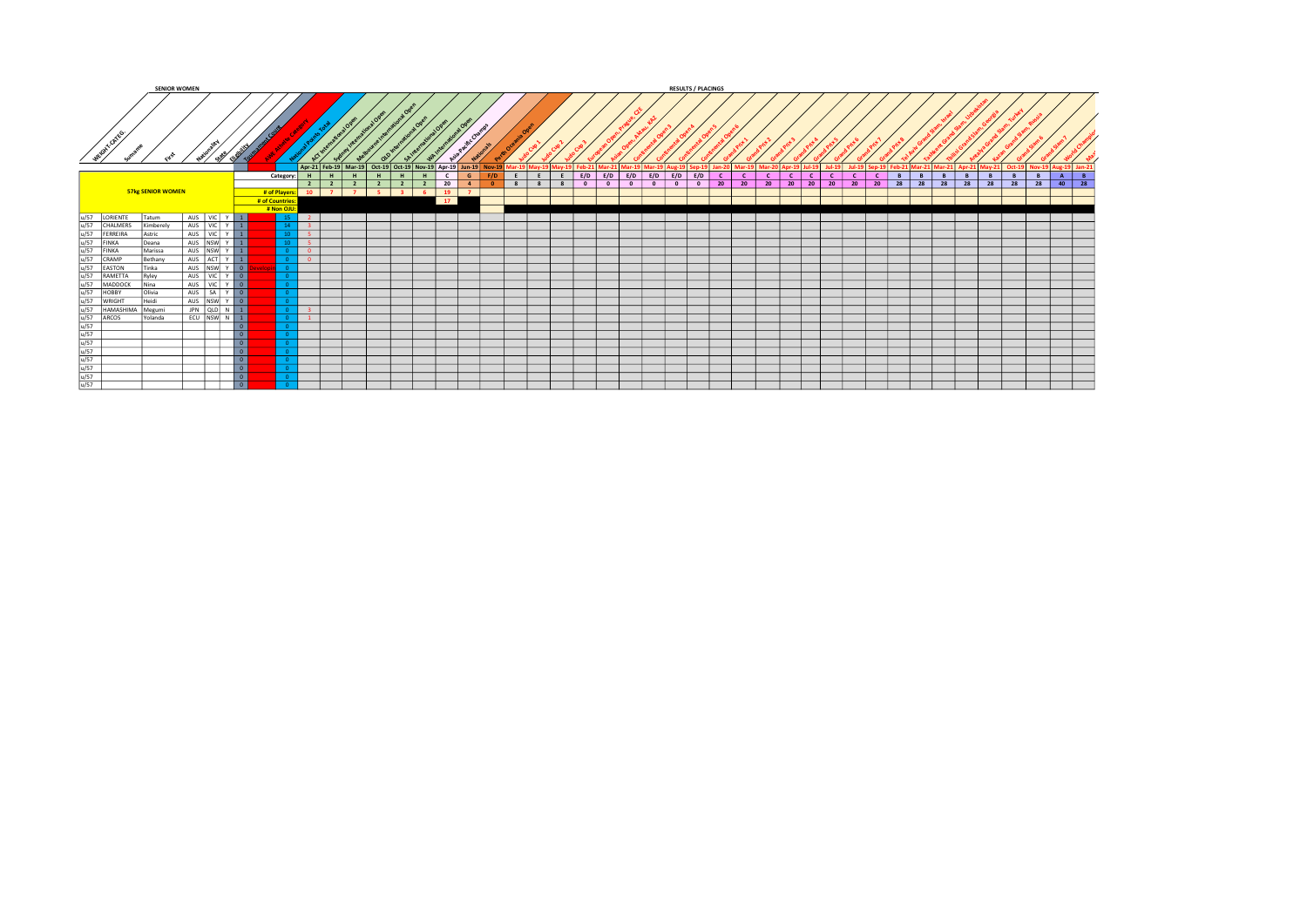**SENIOR WOMEN**

**RESULTS / PLACINGS**

| WEIGHT CATEG. | Surname | First | Nationality | State | Eligibility | Development Squad | Athlete Ranking Category | National Points Total | ACT International Open | Sydney International Open | Melbourne International Open | QLD International Open | SA International Open | WA International Open | Asia-Pacific Champs | Nationals | Perth Oceania Open | Judo Cup 1 | Judo Cup 2 | Judo Cup 3 | European Open, Prague, CZE | Asian Open, Aktau, KAZ | Continental Open 3 | Continental Open 4 | Continental Open 5 | Continental Open 6 | Grand Prix 1 | Grand Prix 2 | Grand Prix 3 | Grand Prix 4 | Grand Prix 5 | Grand Prix 6 | Grand Prix 7 | Grand Prix 8 | Tel Aviv Grand Slam, Israel | Tashkent Grand Slam, Uzbekistan | Tbilisi Grand Slam, Georgia | Antalya Grand Slam, Turkey | Kazan Grand Slam, Russia | Grand Slam 6 | Grand Slam 7 | World Champs | Mas |
|---|---|---|---|---|---|---|---|---|---|---|---|---|---|---|---|---|---|---|---|---|---|---|---|---|---|---|---|---|---|---|---|---|---|---|---|---|---|---|---|---|---|---|---|
| | | | | | | | | | Apr-21 | Feb-19 | Mar-19 | Oct-19 | Oct-19 | Nov-19 | Apr-19 | Jun-19 | Nov-19 | Mar-19 | May-19 | May-19 | Feb-21 | Mar-21 | Mar-19 | Mar-19 | Aug-19 | Sep-19 | Jan-20 | Mar-19 | Mar-20 | Apr-19 | Jul-19 | Jul-19 | Jul-19 | Sep-19 | Feb-21 | Mar-21 | Mar-21 | Apr-21 | May-21 | Oct-19 | Nov-19 | Aug-19 | Jan-21 |
| **57kg SENIOR WOMEN** | | | | | | | | Category: | H | H | H | H | H | H | C | G | F/D | E | E | E | E/D | E/D | E/D | E/D | E/D | E/D | C | C | C | C | C | C | C | C | B | B | B | B | B | B | B | A | B |
| | | | | | | | | | 2 | 2 | 2 | 2 | 2 | 2 | 20 | 4 | 0 | 8 | 8 | 8 | 0 | 0 | 0 | 0 | 0 | 0 | 20 | 20 | 20 | 20 | 20 | 20 | 20 | 20 | 28 | 28 | 28 | 28 | 28 | 28 | 28 | 40 | 28 |
| | | | | | | | | # of Players: | 10 | 7 | 7 | 5 | 3 | 6 | 19 | 7 | | | | | | | | | | | | | | | | | | | | | | | | | | | |
| | | | | | | | | # of Countries: | | | | | | | 17 | | | | | | | | | | | | | | | | | | | | | | | | | | | | |
| | | | | | | | | # Non OJU: | | | | | | | | | | | | | | | | | | | | | | | | | | | | | | | | | | | |
| u/57 | LORIENTE | Tatum | AUS | VIC | Y | 1 | | 15 | 2 | | | | | | | | | | | | | | | | | | | | | | | | | | | | | | | | | | |
| u/57 | CHALMERS | Kimberely | AUS | VIC | Y | 1 | | 14 | 3 | | | | | | | | | | | | | | | | | | | | | | | | | | | | | | | | | | |
| u/57 | FERREIRA | Astric | AUS | VIC | Y | 1 | | 10 | 5 | | | | | | | | | | | | | | | | | | | | | | | | | | | | | | | | | | |
| u/57 | FINKA | Deana | AUS | NSW | Y | 1 | | 10 | 5 | | | | | | | | | | | | | | | | | | | | | | | | | | | | | | | | | | |
| u/57 | FINKA | Marissa | AUS | NSW | Y | 1 | | 0 | 0 | | | | | | | | | | | | | | | | | | | | | | | | | | | | | | | | | | |
| u/57 | CRAMP | Bethany | AUS | ACT | Y | 1 | | 0 | 0 | | | | | | | | | | | | | | | | | | | | | | | | | | | | | | | | | | |
| u/57 | EASTON | Tinka | AUS | NSW | Y | 0 | Development | 0 | | | | | | | | | | | | | | | | | | | | | | | | | | | | | | | | | | | |
| u/57 | RAMETTA | Ryley | AUS | VIC | Y | 0 | | 0 | | | | | | | | | | | | | | | | | | | | | | | | | | | | | | | | | | | |
| u/57 | MADDOCK | Nina | AUS | VIC | Y | 0 | | 0 | | | | | | | | | | | | | | | | | | | | | | | | | | | | | | | | | | | |
| u/57 | HOBBY | Olivia | AUS | SA | Y | 0 | | 0 | | | | | | | | | | | | | | | | | | | | | | | | | | | | | | | | | | | |
| u/57 | WRIGHT | Heidi | AUS | NSW | Y | 0 | | 0 | | | | | | | | | | | | | | | | | | | | | | | | | | | | | | | | | | | |
| u/57 | HAMASHIMA | Megumi | JPN | QLD | N | 1 | | 0 | 3 | | | | | | | | | | | | | | | | | | | | | | | | | | | | | | | | | | |
| u/57 | ARCOS | Yolanda | ECU | NSW | N | 1 | | 0 | 1 | | | | | | | | | | | | | | | | | | | | | | | | | | | | | | | | | | |
| u/57 | | | | | | 0 | | 0 | | | | | | | | | | | | | | | | | | | | | | | | | | | | | | | | | | | |
| u/57 | | | | | | 0 | | 0 | | | | | | | | | | | | | | | | | | | | | | | | | | | | | | | | | | | |
| u/57 | | | | | | 0 | | 0 | | | | | | | | | | | | | | | | | | | | | | | | | | | | | | | | | | | |
| u/57 | | | | | | 0 | | 0 | | | | | | | | | | | | | | | | | | | | | | | | | | | | | | | | | | | |
| u/57 | | | | | | 0 | | 0 | | | | | | | | | | | | | | | | | | | | | | | | | | | | | | | | | | | |
| u/57 | | | | | | 0 | | 0 | | | | | | | | | | | | | | | | | | | | | | | | | | | | | | | | | | | |
| u/57 | | | | | | 0 | | 0 | | | | | | | | | | | | | | | | | | | | | | | | | | | | | | | | | | | |
| u/57 | | | | | | 0 | | 0 | | | | | | | | | | | | | | | | | | | | | | | | | | | | | | | | | | | |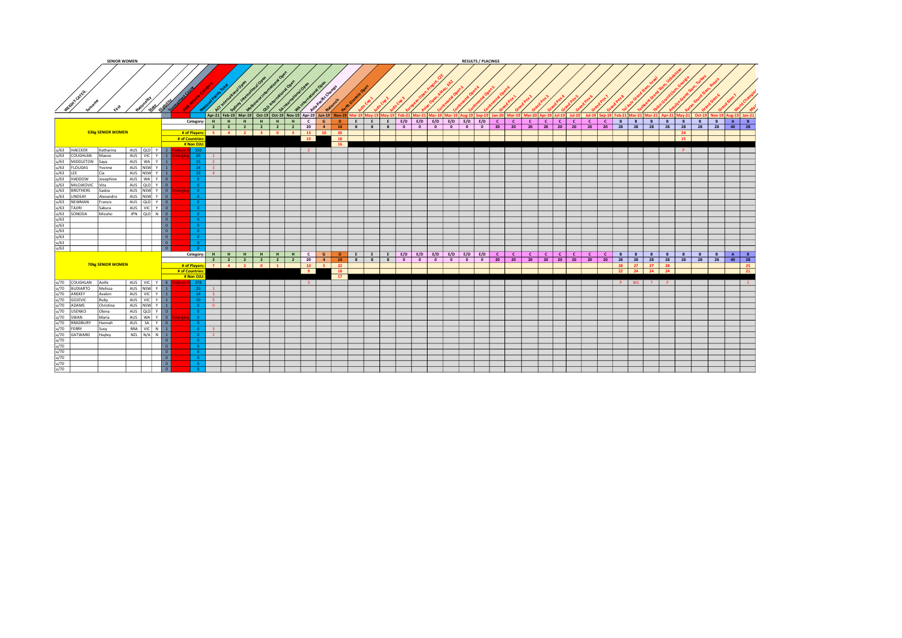**SENIOR WOMEN** — **RESULTS / PLACINGS**

| Weight Categ. | Surname | First | Nationality | State | Eligibility | Development Group | AIS Athlete Category | National Points Total | ACT International Open | Sydney International Open | Melbourne International Open | QLD International Open | SA International Open | WA International Open | Asia-Pacific Champs | Nationals | Perth Oceania Open | Judo Cup 1 | Judo Cup 2 | Judo Cup 3 | European Open, Prague CZE | Asian Open, Aktau KAZ | Continental Open 3 | Continental Open 4 | Continental Open 5 | Continental Open 6 | Grand Prix 1 | Grand Prix 2 | Grand Prix 3 | Grand Prix 4 | Grand Prix 5 | Grand Prix 6 | Grand Prix 7 | Grand Prix 8 | Tel Aviv Grand Slam, Israel | Tashkent Grand Slam, Uzbekistan | Tbilisi Grand Slam, Georgia | Antalya Grand Slam, Turkey | Kazan Grand Slam, Russia | Grand Slam 6 | Grand Slam 7 | World Champs | Masters |
|---|---|---|---|---|---|---|---|---|---|---|---|---|---|---|---|---|---|---|---|---|---|---|---|---|---|---|---|---|---|---|---|---|---|---|---|---|---|---|---|---|---|---|---|
| | | | | | | | | | Apr-21 | Feb-19 | Mar-19 | Oct-19 | Oct-19 | Nov-19 | Apr-19 | Jun-19 | Nov-19 | Mar-19 | May-19 | May-19 | Feb-21 | Mar-21 | Mar-19 | Mar-19 | Aug-19 | Sep-19 | Jan-20 | Mar-19 | Mar-20 | Apr-19 | Jul-19 | Jul-19 | Jul-19 | Sep-19 | Feb-21 | Mar-21 | Mar-21 | Apr-21 | May-21 | Oct-19 | Nov-19 | Aug-19 | Jan-21 |
| | **63kg SENIOR WOMEN** | | | | | | | Category: | H | H | H | H | H | H | C | G | D | E | E | E | E/D | E/D | E/D | E/D | E/D | E/D | C | C | C | C | C | C | C | C | B | B | B | B | B | B | B | A | B |
| | | | | | | | | | 2 | 2 | 2 | 2 | 2 | 2 | 20 | 4 | 14 | 8 | 8 | 8 | 0 | 0 | 0 | 0 | 0 | 0 | 20 | 20 | 20 | 20 | 20 | 20 | 20 | 20 | 28 | 28 | 28 | 28 | 28 | 28 | 28 | 40 | 28 |
| | | | | | | | | # of Players: | 5 | 4 | 2 | 3 | 0 | 3 | 13 | 10 | 26 | | | | | | | | | | | | | | | | | | | | | | 24 | | | | |
| | | | | | | | | # of Countries: | | | | | | | 10 | | 18 | | | | | | | | | | | | | | | | | | | | | | 15 | | | | |
| | | | | | | | | # Non OJU: | | | | | | | | | 16 | | | | | | | | | | | | | | | | | | | | | | | | | | |
| u/63 | HAECKER | Katharina | AUS | QLD | Y | 2 | Podium | 150 | | | | | | | 2 | | | | | | | | | | | | | | | | | | | | | | | | P | | | | |
| u/63 | COUGHLAN | Maeve | AUS | VIC | Y | 1 | Emerging | 20 | 1 | | | | | | | | | | | | | | | | | | | | | | | | | | | | | | | | | | |
| u/63 | MIDDLETON | Saya | AUS | WA | Y | 1 | | 15 | 2 | | | | | | | | | | | | | | | | | | | | | | | | | | | | | | | | | | |
| u/63 | FLOUDAS | Yvonne | AUS | NSW | Y | 1 | | 14 | 3 | | | | | | | | | | | | | | | | | | | | | | | | | | | | | | | | | | |
| u/63 | LEE | Cia | AUS | NSW | Y | 1 | | 10 | 4 | | | | | | | | | | | | | | | | | | | | | | | | | | | | | | | | | | |
| u/63 | HADDOW | Josephine | AUS | WA | Y | 0 | | 0 | | | | | | | | | | | | | | | | | | | | | | | | | | | | | | | | | | | |
| u/63 | MILOJKOVIC | Vita | AUS | QLD | Y | 0 | | 0 | | | | | | | | | | | | | | | | | | | | | | | | | | | | | | | | | | | |
| u/63 | BROTHERS | Saskia | AUS | NSW | Y | 0 | Emerging | 0 | | | | | | | | | | | | | | | | | | | | | | | | | | | | | | | | | | | |
| u/63 | LINDSAY | Alexandra | AUS | NSW | Y | 0 | | 0 | | | | | | | | | | | | | | | | | | | | | | | | | | | | | | | | | | | |
| u/63 | NEWMAN | Francis | AUS | QLD | Y | 0 | | 0 | | | | | | | | | | | | | | | | | | | | | | | | | | | | | | | | | | | |
| u/63 | TAJIRI | Sakura | AUS | VIC | Y | 0 | | 0 | | | | | | | | | | | | | | | | | | | | | | | | | | | | | | | | | | | |
| u/63 | SONODA | Mizuho | JPN | QLD | N | 0 | | 0 | | | | | | | | | | | | | | | | | | | | | | | | | | | | | | | | | | | |
| u/63 | | | | | | 0 | | 0 | | | | | | | | | | | | | | | | | | | | | | | | | | | | | | | | | | | |
| u/63 | | | | | | 0 | | 0 | | | | | | | | | | | | | | | | | | | | | | | | | | | | | | | | | | | |
| u/63 | | | | | | 0 | | 0 | | | | | | | | | | | | | | | | | | | | | | | | | | | | | | | | | | | |
| u/63 | | | | | | 0 | | 0 | | | | | | | | | | | | | | | | | | | | | | | | | | | | | | | | | | | |
| u/63 | | | | | | 0 | | 0 | | | | | | | | | | | | | | | | | | | | | | | | | | | | | | | | | | | |
| u/63 | | | | | | 0 | | 0 | | | | | | | | | | | | | | | | | | | | | | | | | | | | | | | | | | | |
| | **70kg SENIOR WOMEN** | | | | | | | Category: | H | H | H | H | H | H | C | G | D | E | E | E | E/D | E/D | E/D | E/D | E/D | E/D | C | C | C | C | C | C | C | C | B | B | B | B | B | B | B | A | B |
| | | | | | | | | | 2 | 2 | 2 | 2 | 2 | 2 | 20 | 4 | 14 | 8 | 8 | 8 | 0 | 0 | 0 | 0 | 0 | 0 | 20 | 20 | 20 | 20 | 20 | 20 | 20 | 20 | 28 | 28 | 28 | 28 | 28 | 28 | 28 | 40 | 28 |
| | | | | | | | | # of Players: | 7 | 4 | 2 | 0 | 1 | | 10 | 5 | 22 | | | | | | | | | | | | | | | | | | 28 | 27 | 27 | 28 | | | | | 25 |
| | | | | | | | | # of Countries: | | | | | | | 9 | | 18 | | | | | | | | | | | | | | | | | | 22 | 24 | 24 | 24 | | | | | 21 |
| | | | | | | | | # Non OJU: | | | | | | | | | 17 | | | | | | | | | | | | | | | | | | | | | | | | | | |
| u/70 | COUGHLAN | Aoife | AUS | VIC | Y | 6 | Podium | 378 | | | | | | | 3 | | | | | | | | | | | | | | | | | | | | P | W1 | 7 | P | | | | | 5 |
| u/70 | BUDIARTO | Melissa | AUS | NSW | Y | 1 | | 20 | 1 | | | | | | | | | | | | | | | | | | | | | | | | | | | | | | | | | | |
| u/70 | ANSKEY | Avalon | AUS | VIC | Y | 1 | | 14 | 3 | | | | | | | | | | | | | | | | | | | | | | | | | | | | | | | | | | |
| u/70 | GOJEVIC | Ruby | AUS | VIC | Y | 1 | | 10 | 5 | | | | | | | | | | | | | | | | | | | | | | | | | | | | | | | | | | |
| u/70 | ADAMS | Christina | AUS | NSW | Y | 1 | | 0 | 0 | | | | | | | | | | | | | | | | | | | | | | | | | | | | | | | | | | |
| u/70 | USENKO | Olena | AUS | QLD | Y | 0 | | 0 | | | | | | | | | | | | | | | | | | | | | | | | | | | | | | | | | | | |
| u/70 | SWAN | Maria | AUS | WA | Y | 0 | Emerging | 0 | | | | | | | | | | | | | | | | | | | | | | | | | | | | | | | | | | | |
| u/70 | BRADBURY | Hannah | AUS | SA | Y | 0 | | 0 | | | | | | | | | | | | | | | | | | | | | | | | | | | | | | | | | | | |
| u/70 | FERRY | Susy | BRA | VIC | N | 1 | | 0 | 3 | | | | | | | | | | | | | | | | | | | | | | | | | | | | | | | | | | |
| u/70 | GATWARD | Hayley | NZL | N/A | N | 1 | | 0 | 2 | | | | | | | | | | | | | | | | | | | | | | | | | | | | | | | | | | |
| u/70 | | | | | | 0 | | 0 | | | | | | | | | | | | | | | | | | | | | | | | | | | | | | | | | | | |
| u/70 | | | | | | 0 | | 0 | | | | | | | | | | | | | | | | | | | | | | | | | | | | | | | | | | | |
| u/70 | | | | | | 0 | | 0 | | | | | | | | | | | | | | | | | | | | | | | | | | | | | | | | | | | |
| u/70 | | | | | | 0 | | 0 | | | | | | | | | | | | | | | | | | | | | | | | | | | | | | | | | | | |
| u/70 | | | | | | 0 | | 0 | | | | | | | | | | | | | | | | | | | | | | | | | | | | | | | | | | | |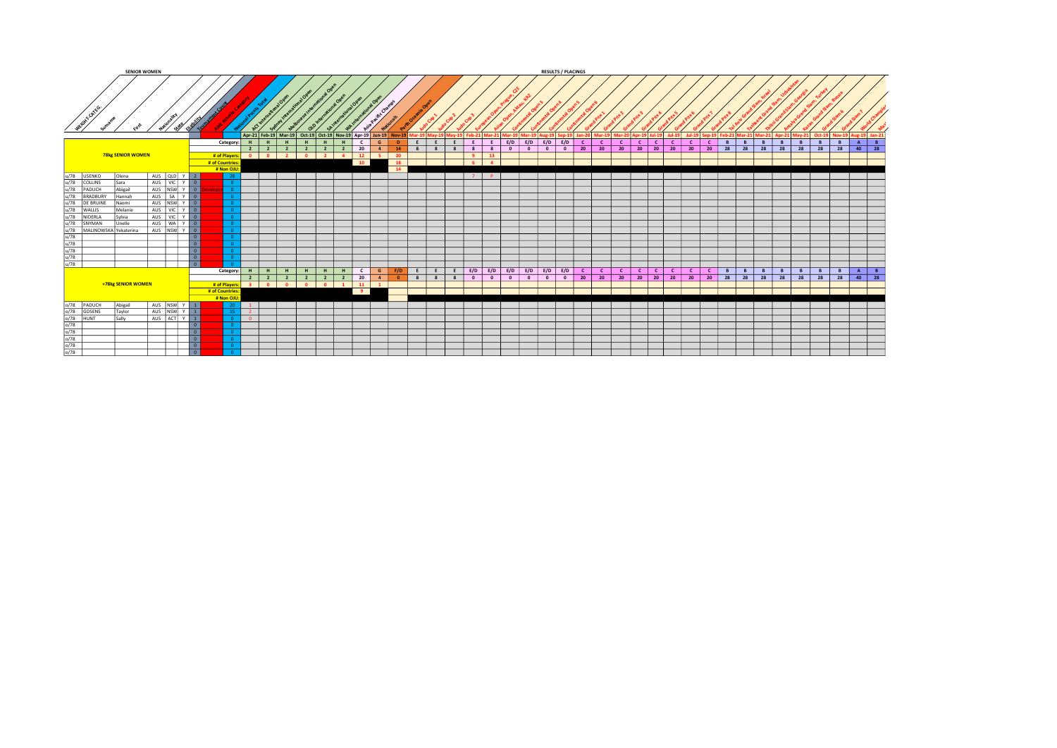**SENIOR WOMEN** — **RESULTS / PLACINGS**

| WEIGHT CATEG. | Surname | First | Nationality | State | Eligibility | Development Course | Total Athlete Category | National Points Total | ACT International Open | Sydney International Open | Melbourne International Open | QLD International Open | SA International Open | WA International Open | Asia-Pacific Champs | Nationals | Perth Oceania Open | Judo Cup 1 | Judo Cup 2 | Judo Cup 3 | European Open, Prague CZE | Asian Open, Aktau KAZ | Continental Open 3 | Continental Open 4 | Continental Open 5 | Continental Open 6 | Grand Prix 1 | Grand Prix 2 | Grand Prix 3 | Grand Prix 4 | Grand Prix 5 | Grand Prix 6 | Grand Prix 7 | Grand Prix 8 | Tel Aviv Grand Slam, Israel | Tashkent Grand Slam, Uzbekistan | Tbilisi Grand Slam, Georgia | Antalya Grand Slam, Turkey | Kazan Grand Slam, Russia | Grand Slam 6 | Grand Slam 7 | World Champs | Mas |
|---|---|---|---|---|---|---|---|---|---|---|---|---|---|---|---|---|---|---|---|---|---|---|---|---|---|---|---|---|---|---|---|---|---|---|---|---|---|---|---|---|---|---|---|
| | | | | | | | | | Apr-21 | Feb-19 | Mar-19 | Oct-19 | Oct-19 | Nov-19 | Apr-19 | Jun-19 | Nov-19 | Mar-19 | May-19 | May-19 | Feb-21 | Mar-21 | Mar-19 | Mar-19 | Aug-19 | Sep-19 | Jan-20 | Mar-19 | Mar-20 | Apr-19 | Jul-19 | Jul-19 | Jul-19 | Sep-19 | Feb-21 | Mar-21 | Mar-21 | Apr-21 | May-21 | Oct-19 | Nov-19 | Aug-19 | Jan-21 |
| **78kg SENIOR WOMEN** | | | | | | | | Category: | H | H | H | H | H | H | C | G | D | E | E | E | E | E | E/D | E/D | E/D | E/D | C | C | C | C | C | C | C | C | B | B | B | B | B | B | B | A | B |
| | | | | | | | | | 2 | 2 | 2 | 2 | 2 | 2 | 20 | 4 | 14 | 8 | 8 | 8 | 8 | 8 | 0 | 0 | 0 | 0 | 20 | 20 | 20 | 20 | 20 | 20 | 20 | 20 | 28 | 28 | 28 | 28 | 28 | 28 | 28 | 40 | 28 |
| | | | | | | | | # of Players: | 0 | 0 | 2 | 0 | 2 | 4 | 12 | 5 | 20 | | | | 9 | 13 | | | | | | | | | | | | | | | | | | | | | |
| | | | | | | | | # of Countries: | | | | | | | 10 | | 18 | | | | 6 | 4 | | | | | | | | | | | | | | | | | | | | | |
| | | | | | | | | # Non OJU: | | | | | | | | | 14 | | | | | | | | | | | | | | | | | | | | | | | | | | |
| u/78 | USENKO | Olena | AUS | QLD | Y | 2 | | 28 | | | | | | | | | | | | | 7 | P | | | | | | | | | | | | | | | | | | | | | |
| u/78 | COLLINS | Sara | AUS | VIC | Y | 0 | | 0 | | | | | | | | | | | | | | | | | | | | | | | | | | | | | | | | | | | |
| u/78 | PADUCH | Abigail | AUS | NSW | Y | 0 | Developm | 0 | | | | | | | | | | | | | | | | | | | | | | | | | | | | | | | | | | | |
| u/78 | BRADBURY | Hannah | AUS | SA | Y | 0 | | 0 | | | | | | | | | | | | | | | | | | | | | | | | | | | | | | | | | | | |
| u/78 | DE BRUINE | Naomi | AUS | NSW | Y | 0 | | 0 | | | | | | | | | | | | | | | | | | | | | | | | | | | | | | | | | | | |
| u/78 | WALLIS | Melanie | AUS | VIC | Y | 0 | | 0 | | | | | | | | | | | | | | | | | | | | | | | | | | | | | | | | | | | |
| u/78 | NIDERLA | Sylvia | AUS | VIC | Y | 0 | | 0 | | | | | | | | | | | | | | | | | | | | | | | | | | | | | | | | | | | |
| u/78 | SNYMAN | Unelle | AUS | WA | Y | 0 | | 0 | | | | | | | | | | | | | | | | | | | | | | | | | | | | | | | | | | | |
| u/78 | MALINOWSKA | Yekaterina | AUS | NSW | Y | 0 | | 0 | | | | | | | | | | | | | | | | | | | | | | | | | | | | | | | | | | | |
| u/78 | | | | | | 0 | | 0 | | | | | | | | | | | | | | | | | | | | | | | | | | | | | | | | | | | |
| u/78 | | | | | | 0 | | 0 | | | | | | | | | | | | | | | | | | | | | | | | | | | | | | | | | | | |
| u/78 | | | | | | 0 | | 0 | | | | | | | | | | | | | | | | | | | | | | | | | | | | | | | | | | | |
| u/78 | | | | | | 0 | | 0 | | | | | | | | | | | | | | | | | | | | | | | | | | | | | | | | | | | |
| **+78kg SENIOR WOMEN** | | | | | | | | Category: | H | H | H | H | H | H | C | G | F/D | E | E | E | E/D | E/D | E/D | E/D | E/D | E/D | C | C | C | C | C | C | C | C | B | B | B | B | B | B | B | A | B |
| | | | | | | | | | 2 | 2 | 2 | 2 | 2 | 2 | 20 | 4 | 0 | 8 | 8 | 8 | 0 | 0 | 0 | 0 | 0 | 0 | 20 | 20 | 20 | 20 | 20 | 20 | 20 | 20 | 28 | 28 | 28 | 28 | 28 | 28 | 28 | 40 | 28 |
| | | | | | | | | # of Players: | 3 | 0 | 0 | 0 | 0 | 1 | 11 | 1 | | | | | | | | | | | | | | | | | | | | | | | | | | | |
| | | | | | | | | # of Countries: | | | | | | | 9 | | | | | | | | | | | | | | | | | | | | | | | | | | | | |
| | | | | | | | | # Non OJU: | | | | | | | | | | | | | | | | | | | | | | | | | | | | | | | | | | | |
| o/78 | PADUCH | Abigail | AUS | NSW | Y | 1 | | 20 | 1 | | | | | | | | | | | | | | | | | | | | | | | | | | | | | | | | | | |
| o/78 | GOSENS | Taylor | AUS | NSW | Y | 1 | | 15 | 2 | | | | | | | | | | | | | | | | | | | | | | | | | | | | | | | | | | |
| o/78 | HUNT | Sally | AUS | ACT | Y | 1 | | 0 | 0 | | | | | | | | | | | | | | | | | | | | | | | | | | | | | | | | | | |
| o/78 | | | | | | 0 | | 0 | | | | | | | | | | | | | | | | | | | | | | | | | | | | | | | | | | | |
| o/78 | | | | | | 0 | | 0 | | | | | | | | | | | | | | | | | | | | | | | | | | | | | | | | | | | |
| o/78 | | | | | | 0 | | 0 | | | | | | | | | | | | | | | | | | | | | | | | | | | | | | | | | | | |
| o/78 | | | | | | 0 | | 0 | | | | | | | | | | | | | | | | | | | | | | | | | | | | | | | | | | | |
| o/78 | | | | | | 0 | | 0 | | | | | | | | | | | | | | | | | | | | | | | | | | | | | | | | | | | |